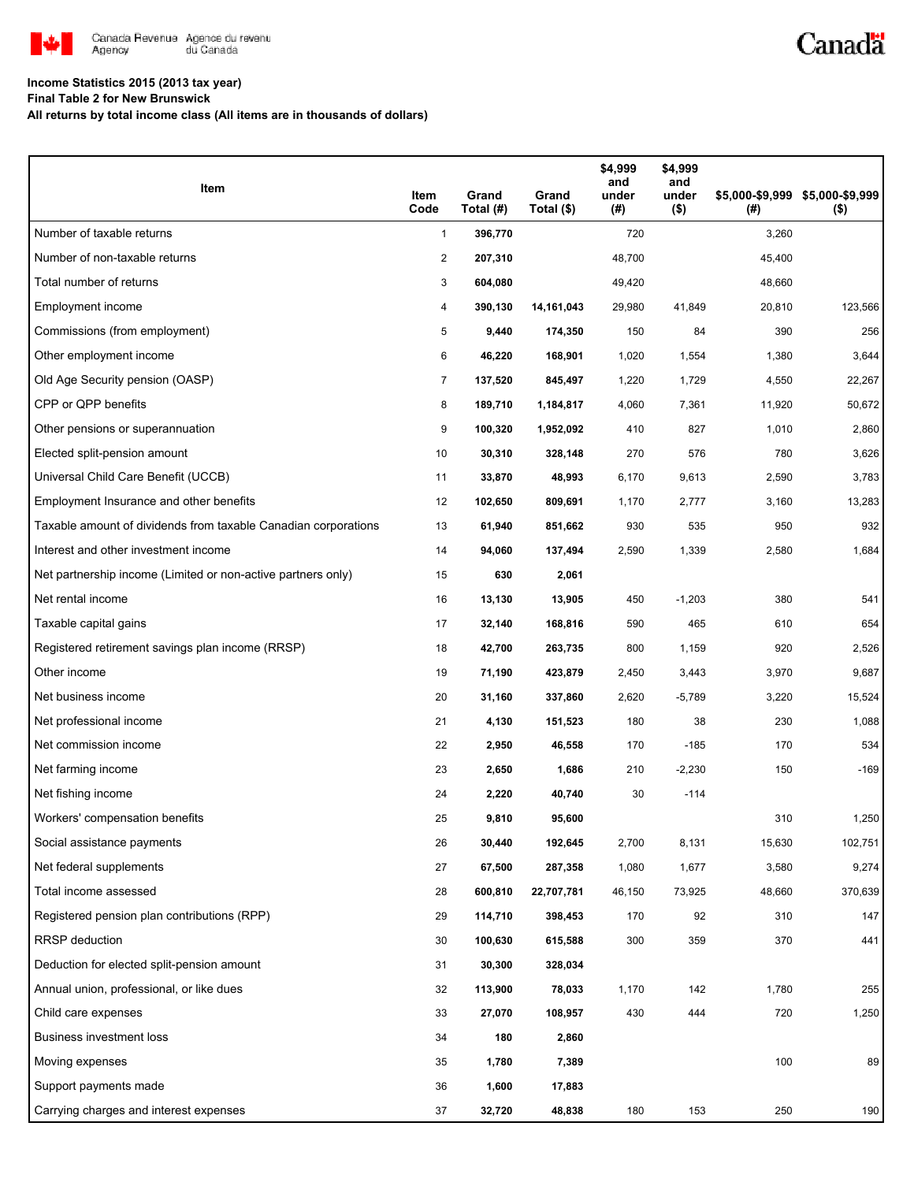Canada Revenue Agency / Agence du revenu du Canada

**Income Statistics 2015 (2013 tax year)**
**Final Table 2 for New Brunswick**
**All returns by total income class (All items are in thousands of dollars)**

| Item | Item Code | Grand Total (#) | Grand Total ($) | $4,999 and under (#) | $4,999 and under ($) | $5,000-$9,999 (#) | $5,000-$9,999 ($) |
|---|---|---|---|---|---|---|---|
| Number of taxable returns | 1 | **396,770** | | 720 | | 3,260 | |
| Number of non-taxable returns | 2 | **207,310** | | 48,700 | | 45,400 | |
| Total number of returns | 3 | **604,080** | | 49,420 | | 48,660 | |
| Employment income | 4 | **390,130** | **14,161,043** | 29,980 | 41,849 | 20,810 | 123,566 |
| Commissions (from employment) | 5 | **9,440** | **174,350** | 150 | 84 | 390 | 256 |
| Other employment income | 6 | **46,220** | **168,901** | 1,020 | 1,554 | 1,380 | 3,644 |
| Old Age Security pension (OASP) | 7 | **137,520** | **845,497** | 1,220 | 1,729 | 4,550 | 22,267 |
| CPP or QPP benefits | 8 | **189,710** | **1,184,817** | 4,060 | 7,361 | 11,920 | 50,672 |
| Other pensions or superannuation | 9 | **100,320** | **1,952,092** | 410 | 827 | 1,010 | 2,860 |
| Elected split-pension amount | 10 | **30,310** | **328,148** | 270 | 576 | 780 | 3,626 |
| Universal Child Care Benefit (UCCB) | 11 | **33,870** | **48,993** | 6,170 | 9,613 | 2,590 | 3,783 |
| Employment Insurance and other benefits | 12 | **102,650** | **809,691** | 1,170 | 2,777 | 3,160 | 13,283 |
| Taxable amount of dividends from taxable Canadian corporations | 13 | **61,940** | **851,662** | 930 | 535 | 950 | 932 |
| Interest and other investment income | 14 | **94,060** | **137,494** | 2,590 | 1,339 | 2,580 | 1,684 |
| Net partnership income (Limited or non-active partners only) | 15 | **630** | **2,061** | | | | |
| Net rental income | 16 | **13,130** | **13,905** | 450 | -1,203 | 380 | 541 |
| Taxable capital gains | 17 | **32,140** | **168,816** | 590 | 465 | 610 | 654 |
| Registered retirement savings plan income (RRSP) | 18 | **42,700** | **263,735** | 800 | 1,159 | 920 | 2,526 |
| Other income | 19 | **71,190** | **423,879** | 2,450 | 3,443 | 3,970 | 9,687 |
| Net business income | 20 | **31,160** | **337,860** | 2,620 | -5,789 | 3,220 | 15,524 |
| Net professional income | 21 | **4,130** | **151,523** | 180 | 38 | 230 | 1,088 |
| Net commission income | 22 | **2,950** | **46,558** | 170 | -185 | 170 | 534 |
| Net farming income | 23 | **2,650** | **1,686** | 210 | -2,230 | 150 | -169 |
| Net fishing income | 24 | **2,220** | **40,740** | 30 | -114 | | |
| Workers' compensation benefits | 25 | **9,810** | **95,600** | | | 310 | 1,250 |
| Social assistance payments | 26 | **30,440** | **192,645** | 2,700 | 8,131 | 15,630 | 102,751 |
| Net federal supplements | 27 | **67,500** | **287,358** | 1,080 | 1,677 | 3,580 | 9,274 |
| Total income assessed | 28 | **600,810** | **22,707,781** | 46,150 | 73,925 | 48,660 | 370,639 |
| Registered pension plan contributions (RPP) | 29 | **114,710** | **398,453** | 170 | 92 | 310 | 147 |
| RRSP deduction | 30 | **100,630** | **615,588** | 300 | 359 | 370 | 441 |
| Deduction for elected split-pension amount | 31 | **30,300** | **328,034** | | | | |
| Annual union, professional, or like dues | 32 | **113,900** | **78,033** | 1,170 | 142 | 1,780 | 255 |
| Child care expenses | 33 | **27,070** | **108,957** | 430 | 444 | 720 | 1,250 |
| Business investment loss | 34 | **180** | **2,860** | | | | |
| Moving expenses | 35 | **1,780** | **7,389** | | | 100 | 89 |
| Support payments made | 36 | **1,600** | **17,883** | | | | |
| Carrying charges and interest expenses | 37 | **32,720** | **48,838** | 180 | 153 | 250 | 190 |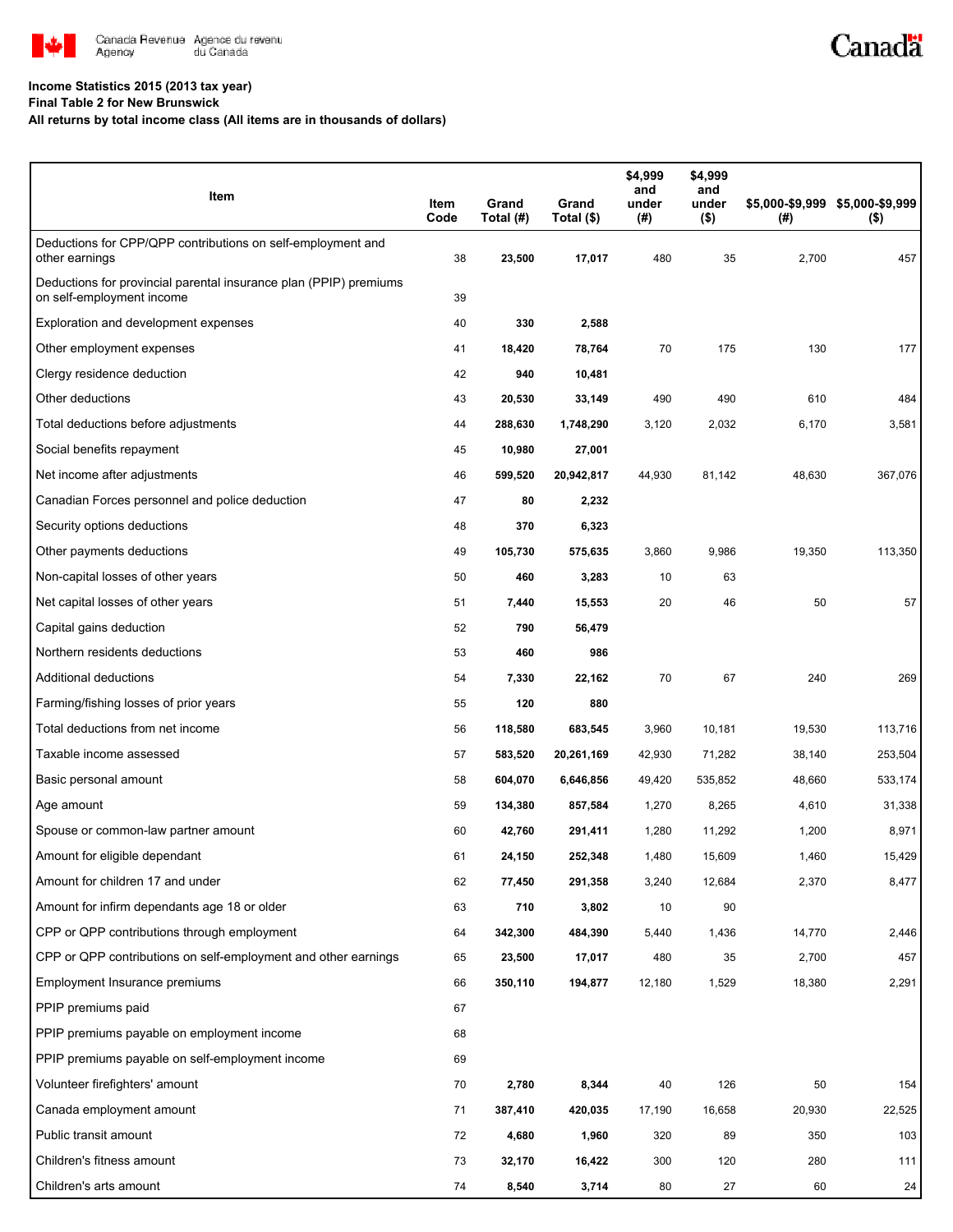**Income Statistics 2015 (2013 tax year)**
**Final Table 2 for New Brunswick**
**All returns by total income class (All items are in thousands of dollars)**

| Item | Item Code | Grand Total (#) | Grand Total ($) | $4,999 and under (#) | $4,999 and under ($) | $5,000-$9,999 (#) | $5,000-$9,999 ($) |
|---|---|---|---|---|---|---|---|
| Deductions for CPP/QPP contributions on self-employment and other earnings | 38 | **23,500** | **17,017** | 480 | 35 | 2,700 | 457 |
| Deductions for provincial parental insurance plan (PPIP) premiums on self-employment income | 39 | | | | | | |
| Exploration and development expenses | 40 | **330** | **2,588** | | | | |
| Other employment expenses | 41 | **18,420** | **78,764** | 70 | 175 | 130 | 177 |
| Clergy residence deduction | 42 | **940** | **10,481** | | | | |
| Other deductions | 43 | **20,530** | **33,149** | 490 | 490 | 610 | 484 |
| Total deductions before adjustments | 44 | **288,630** | **1,748,290** | 3,120 | 2,032 | 6,170 | 3,581 |
| Social benefits repayment | 45 | **10,980** | **27,001** | | | | |
| Net income after adjustments | 46 | **599,520** | **20,942,817** | 44,930 | 81,142 | 48,630 | 367,076 |
| Canadian Forces personnel and police deduction | 47 | **80** | **2,232** | | | | |
| Security options deductions | 48 | **370** | **6,323** | | | | |
| Other payments deductions | 49 | **105,730** | **575,635** | 3,860 | 9,986 | 19,350 | 113,350 |
| Non-capital losses of other years | 50 | **460** | **3,283** | 10 | 63 | | |
| Net capital losses of other years | 51 | **7,440** | **15,553** | 20 | 46 | 50 | 57 |
| Capital gains deduction | 52 | **790** | **56,479** | | | | |
| Northern residents deductions | 53 | **460** | **986** | | | | |
| Additional deductions | 54 | **7,330** | **22,162** | 70 | 67 | 240 | 269 |
| Farming/fishing losses of prior years | 55 | **120** | **880** | | | | |
| Total deductions from net income | 56 | **118,580** | **683,545** | 3,960 | 10,181 | 19,530 | 113,716 |
| Taxable income assessed | 57 | **583,520** | **20,261,169** | 42,930 | 71,282 | 38,140 | 253,504 |
| Basic personal amount | 58 | **604,070** | **6,646,856** | 49,420 | 535,852 | 48,660 | 533,174 |
| Age amount | 59 | **134,380** | **857,584** | 1,270 | 8,265 | 4,610 | 31,338 |
| Spouse or common-law partner amount | 60 | **42,760** | **291,411** | 1,280 | 11,292 | 1,200 | 8,971 |
| Amount for eligible dependant | 61 | **24,150** | **252,348** | 1,480 | 15,609 | 1,460 | 15,429 |
| Amount for children 17 and under | 62 | **77,450** | **291,358** | 3,240 | 12,684 | 2,370 | 8,477 |
| Amount for infirm dependants age 18 or older | 63 | **710** | **3,802** | 10 | 90 | | |
| CPP or QPP contributions through employment | 64 | **342,300** | **484,390** | 5,440 | 1,436 | 14,770 | 2,446 |
| CPP or QPP contributions on self-employment and other earnings | 65 | **23,500** | **17,017** | 480 | 35 | 2,700 | 457 |
| Employment Insurance premiums | 66 | **350,110** | **194,877** | 12,180 | 1,529 | 18,380 | 2,291 |
| PPIP premiums paid | 67 | | | | | | |
| PPIP premiums payable on employment income | 68 | | | | | | |
| PPIP premiums payable on self-employment income | 69 | | | | | | |
| Volunteer firefighters' amount | 70 | **2,780** | **8,344** | 40 | 126 | 50 | 154 |
| Canada employment amount | 71 | **387,410** | **420,035** | 17,190 | 16,658 | 20,930 | 22,525 |
| Public transit amount | 72 | **4,680** | **1,960** | 320 | 89 | 350 | 103 |
| Children's fitness amount | 73 | **32,170** | **16,422** | 300 | 120 | 280 | 111 |
| Children's arts amount | 74 | **8,540** | **3,714** | 80 | 27 | 60 | 24 |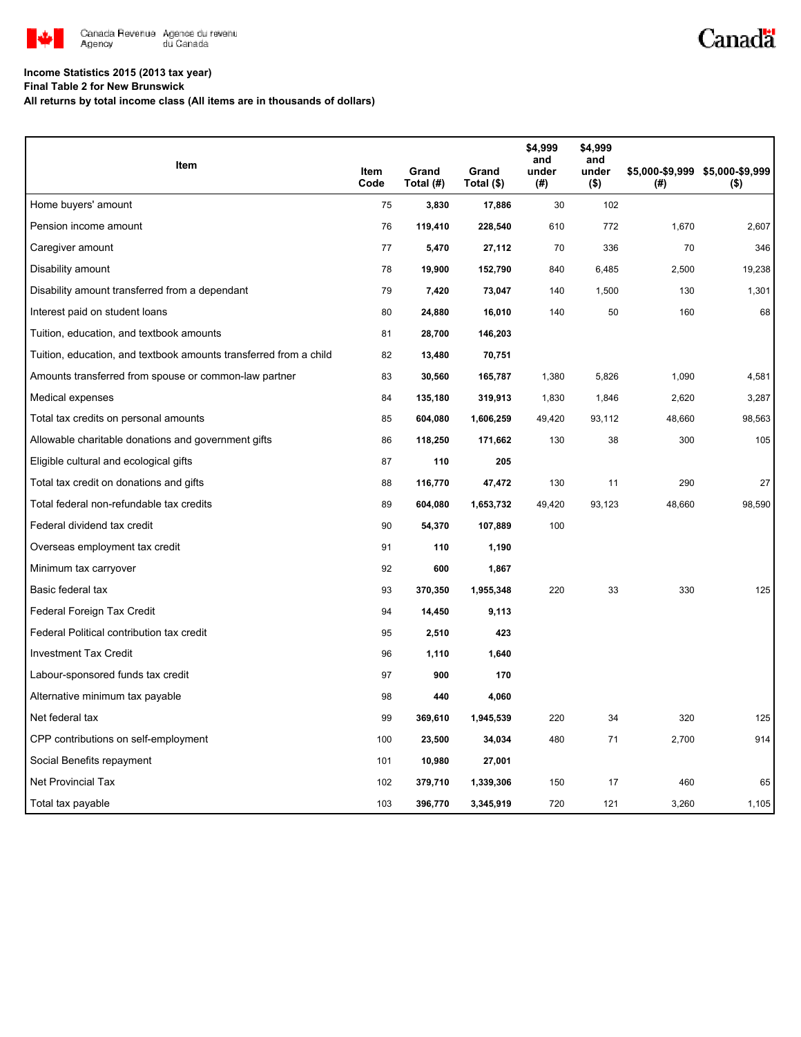**Income Statistics 2015 (2013 tax year)**
**Final Table 2 for New Brunswick**
**All returns by total income class (All items are in thousands of dollars)**

| Item | Item Code | Grand Total (#) | Grand Total ($) | $4,999 and under (#) | $4,999 and under ($) | $5,000-$9,999 (#) | $5,000-$9,999 ($) |
|---|---|---|---|---|---|---|---|
| Home buyers' amount | 75 | **3,830** | **17,886** | 30 | 102 | | |
| Pension income amount | 76 | **119,410** | **228,540** | 610 | 772 | 1,670 | 2,607 |
| Caregiver amount | 77 | **5,470** | **27,112** | 70 | 336 | 70 | 346 |
| Disability amount | 78 | **19,900** | **152,790** | 840 | 6,485 | 2,500 | 19,238 |
| Disability amount transferred from a dependant | 79 | **7,420** | **73,047** | 140 | 1,500 | 130 | 1,301 |
| Interest paid on student loans | 80 | **24,880** | **16,010** | 140 | 50 | 160 | 68 |
| Tuition, education, and textbook amounts | 81 | **28,700** | **146,203** | | | | |
| Tuition, education, and textbook amounts transferred from a child | 82 | **13,480** | **70,751** | | | | |
| Amounts transferred from spouse or common-law partner | 83 | **30,560** | **165,787** | 1,380 | 5,826 | 1,090 | 4,581 |
| Medical expenses | 84 | **135,180** | **319,913** | 1,830 | 1,846 | 2,620 | 3,287 |
| Total tax credits on personal amounts | 85 | **604,080** | **1,606,259** | 49,420 | 93,112 | 48,660 | 98,563 |
| Allowable charitable donations and government gifts | 86 | **118,250** | **171,662** | 130 | 38 | 300 | 105 |
| Eligible cultural and ecological gifts | 87 | **110** | **205** | | | | |
| Total tax credit on donations and gifts | 88 | **116,770** | **47,472** | 130 | 11 | 290 | 27 |
| Total federal non-refundable tax credits | 89 | **604,080** | **1,653,732** | 49,420 | 93,123 | 48,660 | 98,590 |
| Federal dividend tax credit | 90 | **54,370** | **107,889** | 100 | | | |
| Overseas employment tax credit | 91 | **110** | **1,190** | | | | |
| Minimum tax carryover | 92 | **600** | **1,867** | | | | |
| Basic federal tax | 93 | **370,350** | **1,955,348** | 220 | 33 | 330 | 125 |
| Federal Foreign Tax Credit | 94 | **14,450** | **9,113** | | | | |
| Federal Political contribution tax credit | 95 | **2,510** | **423** | | | | |
| Investment Tax Credit | 96 | **1,110** | **1,640** | | | | |
| Labour-sponsored funds tax credit | 97 | **900** | **170** | | | | |
| Alternative minimum tax payable | 98 | **440** | **4,060** | | | | |
| Net federal tax | 99 | **369,610** | **1,945,539** | 220 | 34 | 320 | 125 |
| CPP contributions on self-employment | 100 | **23,500** | **34,034** | 480 | 71 | 2,700 | 914 |
| Social Benefits repayment | 101 | **10,980** | **27,001** | | | | |
| Net Provincial Tax | 102 | **379,710** | **1,339,306** | 150 | 17 | 460 | 65 |
| Total tax payable | 103 | **396,770** | **3,345,919** | 720 | 121 | 3,260 | 1,105 |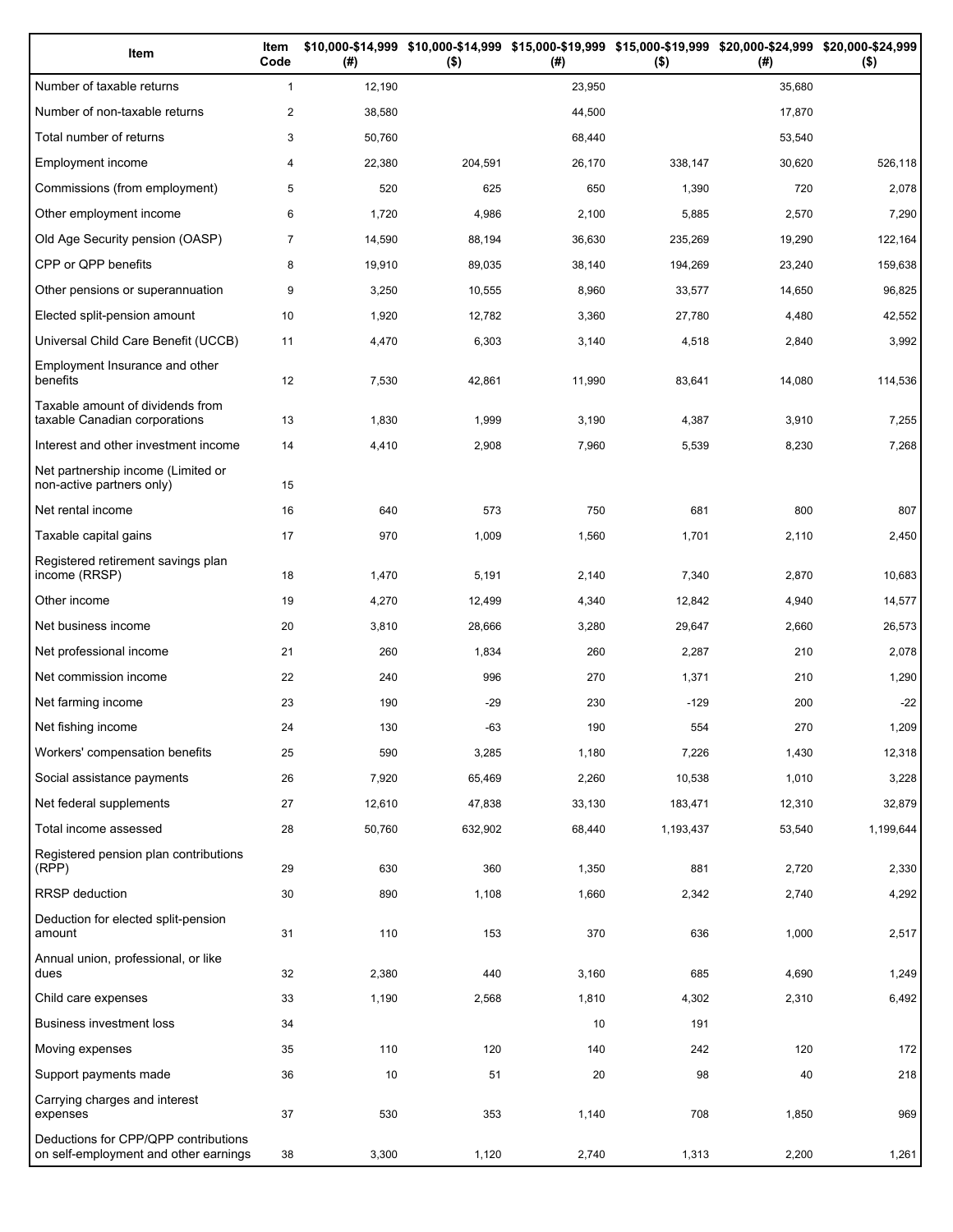| Item | Item Code | $10,000-$14,999 (#) | $10,000-$14,999 ($) | $15,000-$19,999 (#) | $15,000-$19,999 ($) | $20,000-$24,999 (#) | $20,000-$24,999 ($) |
|---|---|---|---|---|---|---|---|
| Number of taxable returns | 1 | 12,190 | | 23,950 | | 35,680 | |
| Number of non-taxable returns | 2 | 38,580 | | 44,500 | | 17,870 | |
| Total number of returns | 3 | 50,760 | | 68,440 | | 53,540 | |
| Employment income | 4 | 22,380 | 204,591 | 26,170 | 338,147 | 30,620 | 526,118 |
| Commissions (from employment) | 5 | 520 | 625 | 650 | 1,390 | 720 | 2,078 |
| Other employment income | 6 | 1,720 | 4,986 | 2,100 | 5,885 | 2,570 | 7,290 |
| Old Age Security pension (OASP) | 7 | 14,590 | 88,194 | 36,630 | 235,269 | 19,290 | 122,164 |
| CPP or QPP benefits | 8 | 19,910 | 89,035 | 38,140 | 194,269 | 23,240 | 159,638 |
| Other pensions or superannuation | 9 | 3,250 | 10,555 | 8,960 | 33,577 | 14,650 | 96,825 |
| Elected split-pension amount | 10 | 1,920 | 12,782 | 3,360 | 27,780 | 4,480 | 42,552 |
| Universal Child Care Benefit (UCCB) | 11 | 4,470 | 6,303 | 3,140 | 4,518 | 2,840 | 3,992 |
| Employment Insurance and other benefits | 12 | 7,530 | 42,861 | 11,990 | 83,641 | 14,080 | 114,536 |
| Taxable amount of dividends from taxable Canadian corporations | 13 | 1,830 | 1,999 | 3,190 | 4,387 | 3,910 | 7,255 |
| Interest and other investment income | 14 | 4,410 | 2,908 | 7,960 | 5,539 | 8,230 | 7,268 |
| Net partnership income (Limited or non-active partners only) | 15 | | | | | | |
| Net rental income | 16 | 640 | 573 | 750 | 681 | 800 | 807 |
| Taxable capital gains | 17 | 970 | 1,009 | 1,560 | 1,701 | 2,110 | 2,450 |
| Registered retirement savings plan income (RRSP) | 18 | 1,470 | 5,191 | 2,140 | 7,340 | 2,870 | 10,683 |
| Other income | 19 | 4,270 | 12,499 | 4,340 | 12,842 | 4,940 | 14,577 |
| Net business income | 20 | 3,810 | 28,666 | 3,280 | 29,647 | 2,660 | 26,573 |
| Net professional income | 21 | 260 | 1,834 | 260 | 2,287 | 210 | 2,078 |
| Net commission income | 22 | 240 | 996 | 270 | 1,371 | 210 | 1,290 |
| Net farming income | 23 | 190 | -29 | 230 | -129 | 200 | -22 |
| Net fishing income | 24 | 130 | -63 | 190 | 554 | 270 | 1,209 |
| Workers' compensation benefits | 25 | 590 | 3,285 | 1,180 | 7,226 | 1,430 | 12,318 |
| Social assistance payments | 26 | 7,920 | 65,469 | 2,260 | 10,538 | 1,010 | 3,228 |
| Net federal supplements | 27 | 12,610 | 47,838 | 33,130 | 183,471 | 12,310 | 32,879 |
| Total income assessed | 28 | 50,760 | 632,902 | 68,440 | 1,193,437 | 53,540 | 1,199,644 |
| Registered pension plan contributions (RPP) | 29 | 630 | 360 | 1,350 | 881 | 2,720 | 2,330 |
| RRSP deduction | 30 | 890 | 1,108 | 1,660 | 2,342 | 2,740 | 4,292 |
| Deduction for elected split-pension amount | 31 | 110 | 153 | 370 | 636 | 1,000 | 2,517 |
| Annual union, professional, or like dues | 32 | 2,380 | 440 | 3,160 | 685 | 4,690 | 1,249 |
| Child care expenses | 33 | 1,190 | 2,568 | 1,810 | 4,302 | 2,310 | 6,492 |
| Business investment loss | 34 | | | 10 | 191 | | |
| Moving expenses | 35 | 110 | 120 | 140 | 242 | 120 | 172 |
| Support payments made | 36 | 10 | 51 | 20 | 98 | 40 | 218 |
| Carrying charges and interest expenses | 37 | 530 | 353 | 1,140 | 708 | 1,850 | 969 |
| Deductions for CPP/QPP contributions on self-employment and other earnings | 38 | 3,300 | 1,120 | 2,740 | 1,313 | 2,200 | 1,261 |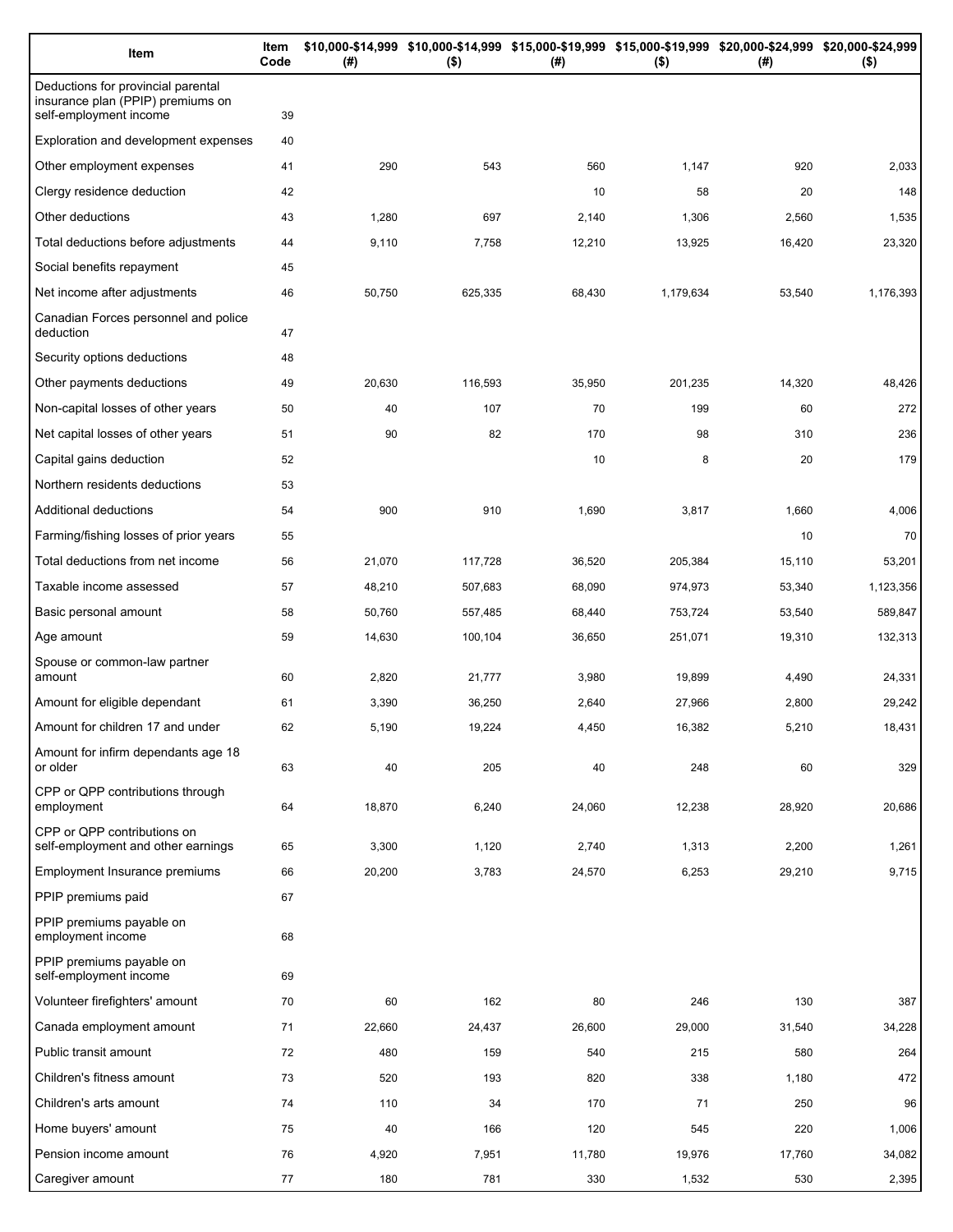| Item | Item Code | $10,000-$14,999 (#) | $10,000-$14,999 ($) | $15,000-$19,999 (#) | $15,000-$19,999 ($) | $20,000-$24,999 (#) | $20,000-$24,999 ($) |
|---|---|---|---|---|---|---|---|
| Deductions for provincial parental insurance plan (PPIP) premiums on self-employment income | 39 | | | | | | |
| Exploration and development expenses | 40 | | | | | | |
| Other employment expenses | 41 | 290 | 543 | 560 | 1,147 | 920 | 2,033 |
| Clergy residence deduction | 42 | | | 10 | 58 | 20 | 148 |
| Other deductions | 43 | 1,280 | 697 | 2,140 | 1,306 | 2,560 | 1,535 |
| Total deductions before adjustments | 44 | 9,110 | 7,758 | 12,210 | 13,925 | 16,420 | 23,320 |
| Social benefits repayment | 45 | | | | | | |
| Net income after adjustments | 46 | 50,750 | 625,335 | 68,430 | 1,179,634 | 53,540 | 1,176,393 |
| Canadian Forces personnel and police deduction | 47 | | | | | | |
| Security options deductions | 48 | | | | | | |
| Other payments deductions | 49 | 20,630 | 116,593 | 35,950 | 201,235 | 14,320 | 48,426 |
| Non-capital losses of other years | 50 | 40 | 107 | 70 | 199 | 60 | 272 |
| Net capital losses of other years | 51 | 90 | 82 | 170 | 98 | 310 | 236 |
| Capital gains deduction | 52 | | | 10 | 8 | 20 | 179 |
| Northern residents deductions | 53 | | | | | | |
| Additional deductions | 54 | 900 | 910 | 1,690 | 3,817 | 1,660 | 4,006 |
| Farming/fishing losses of prior years | 55 | | | | | 10 | 70 |
| Total deductions from net income | 56 | 21,070 | 117,728 | 36,520 | 205,384 | 15,110 | 53,201 |
| Taxable income assessed | 57 | 48,210 | 507,683 | 68,090 | 974,973 | 53,340 | 1,123,356 |
| Basic personal amount | 58 | 50,760 | 557,485 | 68,440 | 753,724 | 53,540 | 589,847 |
| Age amount | 59 | 14,630 | 100,104 | 36,650 | 251,071 | 19,310 | 132,313 |
| Spouse or common-law partner amount | 60 | 2,820 | 21,777 | 3,980 | 19,899 | 4,490 | 24,331 |
| Amount for eligible dependant | 61 | 3,390 | 36,250 | 2,640 | 27,966 | 2,800 | 29,242 |
| Amount for children 17 and under | 62 | 5,190 | 19,224 | 4,450 | 16,382 | 5,210 | 18,431 |
| Amount for infirm dependants age 18 or older | 63 | 40 | 205 | 40 | 248 | 60 | 329 |
| CPP or QPP contributions through employment | 64 | 18,870 | 6,240 | 24,060 | 12,238 | 28,920 | 20,686 |
| CPP or QPP contributions on self-employment and other earnings | 65 | 3,300 | 1,120 | 2,740 | 1,313 | 2,200 | 1,261 |
| Employment Insurance premiums | 66 | 20,200 | 3,783 | 24,570 | 6,253 | 29,210 | 9,715 |
| PPIP premiums paid | 67 | | | | | | |
| PPIP premiums payable on employment income | 68 | | | | | | |
| PPIP premiums payable on self-employment income | 69 | | | | | | |
| Volunteer firefighters' amount | 70 | 60 | 162 | 80 | 246 | 130 | 387 |
| Canada employment amount | 71 | 22,660 | 24,437 | 26,600 | 29,000 | 31,540 | 34,228 |
| Public transit amount | 72 | 480 | 159 | 540 | 215 | 580 | 264 |
| Children's fitness amount | 73 | 520 | 193 | 820 | 338 | 1,180 | 472 |
| Children's arts amount | 74 | 110 | 34 | 170 | 71 | 250 | 96 |
| Home buyers' amount | 75 | 40 | 166 | 120 | 545 | 220 | 1,006 |
| Pension income amount | 76 | 4,920 | 7,951 | 11,780 | 19,976 | 17,760 | 34,082 |
| Caregiver amount | 77 | 180 | 781 | 330 | 1,532 | 530 | 2,395 |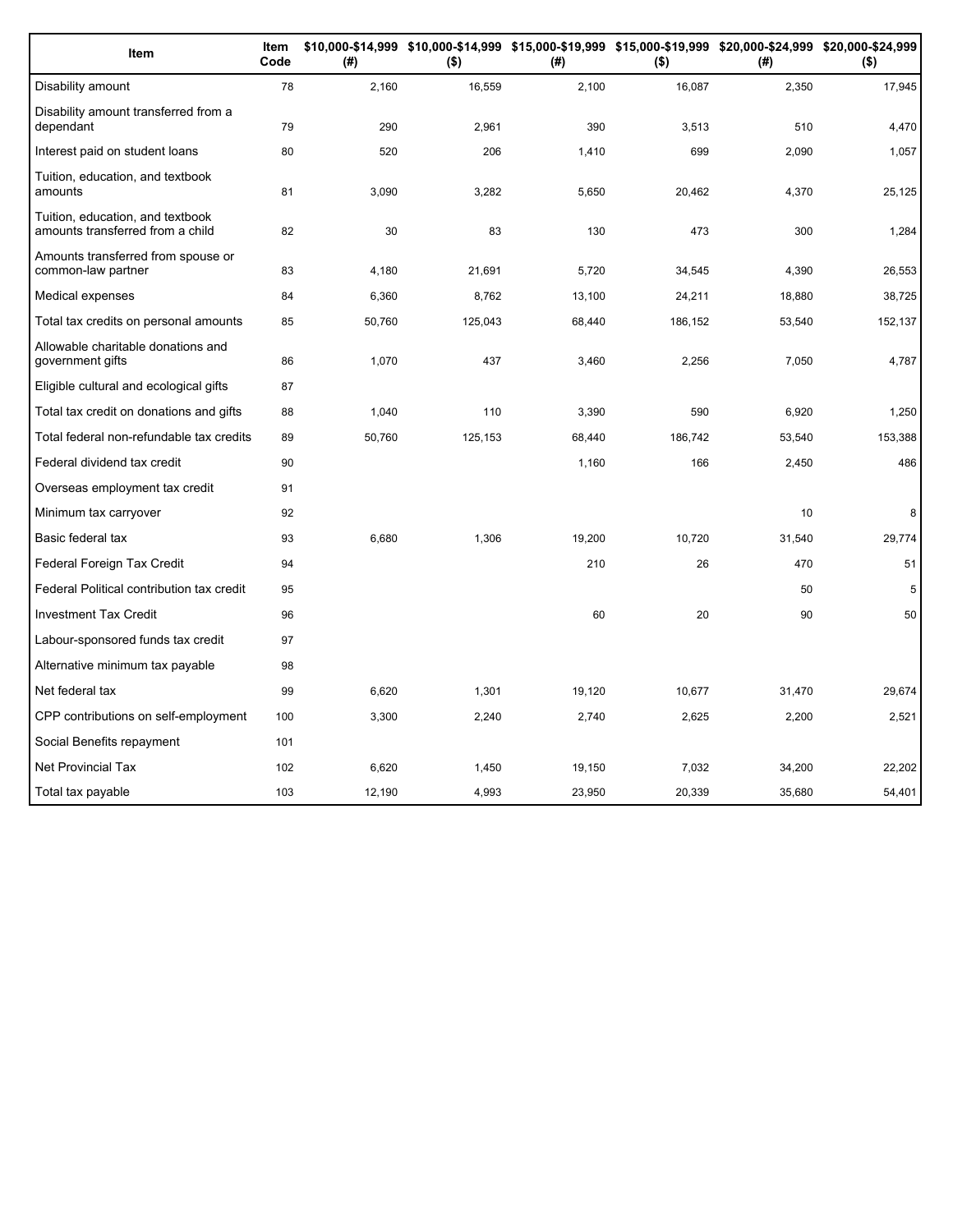| Item | Item Code | $10,000-$14,999 (#) | $10,000-$14,999 ($) | $15,000-$19,999 (#) | $15,000-$19,999 ($) | $20,000-$24,999 (#) | $20,000-$24,999 ($) |
|---|---|---|---|---|---|---|---|
| Disability amount | 78 | 2,160 | 16,559 | 2,100 | 16,087 | 2,350 | 17,945 |
| Disability amount transferred from a dependant | 79 | 290 | 2,961 | 390 | 3,513 | 510 | 4,470 |
| Interest paid on student loans | 80 | 520 | 206 | 1,410 | 699 | 2,090 | 1,057 |
| Tuition, education, and textbook amounts | 81 | 3,090 | 3,282 | 5,650 | 20,462 | 4,370 | 25,125 |
| Tuition, education, and textbook amounts transferred from a child | 82 | 30 | 83 | 130 | 473 | 300 | 1,284 |
| Amounts transferred from spouse or common-law partner | 83 | 4,180 | 21,691 | 5,720 | 34,545 | 4,390 | 26,553 |
| Medical expenses | 84 | 6,360 | 8,762 | 13,100 | 24,211 | 18,880 | 38,725 |
| Total tax credits on personal amounts | 85 | 50,760 | 125,043 | 68,440 | 186,152 | 53,540 | 152,137 |
| Allowable charitable donations and government gifts | 86 | 1,070 | 437 | 3,460 | 2,256 | 7,050 | 4,787 |
| Eligible cultural and ecological gifts | 87 | | | | | | |
| Total tax credit on donations and gifts | 88 | 1,040 | 110 | 3,390 | 590 | 6,920 | 1,250 |
| Total federal non-refundable tax credits | 89 | 50,760 | 125,153 | 68,440 | 186,742 | 53,540 | 153,388 |
| Federal dividend tax credit | 90 | | | 1,160 | 166 | 2,450 | 486 |
| Overseas employment tax credit | 91 | | | | | | |
| Minimum tax carryover | 92 | | | | | 10 | 8 |
| Basic federal tax | 93 | 6,680 | 1,306 | 19,200 | 10,720 | 31,540 | 29,774 |
| Federal Foreign Tax Credit | 94 | | | 210 | 26 | 470 | 51 |
| Federal Political contribution tax credit | 95 | | | | | 50 | 5 |
| Investment Tax Credit | 96 | | | 60 | 20 | 90 | 50 |
| Labour-sponsored funds tax credit | 97 | | | | | | |
| Alternative minimum tax payable | 98 | | | | | | |
| Net federal tax | 99 | 6,620 | 1,301 | 19,120 | 10,677 | 31,470 | 29,674 |
| CPP contributions on self-employment | 100 | 3,300 | 2,240 | 2,740 | 2,625 | 2,200 | 2,521 |
| Social Benefits repayment | 101 | | | | | | |
| Net Provincial Tax | 102 | 6,620 | 1,450 | 19,150 | 7,032 | 34,200 | 22,202 |
| Total tax payable | 103 | 12,190 | 4,993 | 23,950 | 20,339 | 35,680 | 54,401 |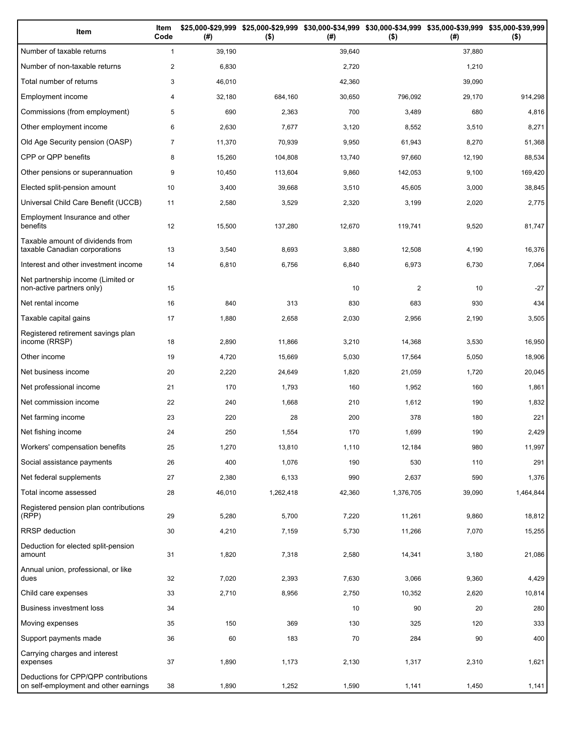| Item | Item Code | $25,000-$29,999 (#) | $25,000-$29,999 ($) | $30,000-$34,999 (#) | $30,000-$34,999 ($) | $35,000-$39,999 (#) | $35,000-$39,999 ($) |
|---|---|---|---|---|---|---|---|
| Number of taxable returns | 1 | 39,190 | | 39,640 | | 37,880 | |
| Number of non-taxable returns | 2 | 6,830 | | 2,720 | | 1,210 | |
| Total number of returns | 3 | 46,010 | | 42,360 | | 39,090 | |
| Employment income | 4 | 32,180 | 684,160 | 30,650 | 796,092 | 29,170 | 914,298 |
| Commissions (from employment) | 5 | 690 | 2,363 | 700 | 3,489 | 680 | 4,816 |
| Other employment income | 6 | 2,630 | 7,677 | 3,120 | 8,552 | 3,510 | 8,271 |
| Old Age Security pension (OASP) | 7 | 11,370 | 70,939 | 9,950 | 61,943 | 8,270 | 51,368 |
| CPP or QPP benefits | 8 | 15,260 | 104,808 | 13,740 | 97,660 | 12,190 | 88,534 |
| Other pensions or superannuation | 9 | 10,450 | 113,604 | 9,860 | 142,053 | 9,100 | 169,420 |
| Elected split-pension amount | 10 | 3,400 | 39,668 | 3,510 | 45,605 | 3,000 | 38,845 |
| Universal Child Care Benefit (UCCB) | 11 | 2,580 | 3,529 | 2,320 | 3,199 | 2,020 | 2,775 |
| Employment Insurance and other benefits | 12 | 15,500 | 137,280 | 12,670 | 119,741 | 9,520 | 81,747 |
| Taxable amount of dividends from taxable Canadian corporations | 13 | 3,540 | 8,693 | 3,880 | 12,508 | 4,190 | 16,376 |
| Interest and other investment income | 14 | 6,810 | 6,756 | 6,840 | 6,973 | 6,730 | 7,064 |
| Net partnership income (Limited or non-active partners only) | 15 | | | 10 | 2 | 10 | -27 |
| Net rental income | 16 | 840 | 313 | 830 | 683 | 930 | 434 |
| Taxable capital gains | 17 | 1,880 | 2,658 | 2,030 | 2,956 | 2,190 | 3,505 |
| Registered retirement savings plan income (RRSP) | 18 | 2,890 | 11,866 | 3,210 | 14,368 | 3,530 | 16,950 |
| Other income | 19 | 4,720 | 15,669 | 5,030 | 17,564 | 5,050 | 18,906 |
| Net business income | 20 | 2,220 | 24,649 | 1,820 | 21,059 | 1,720 | 20,045 |
| Net professional income | 21 | 170 | 1,793 | 160 | 1,952 | 160 | 1,861 |
| Net commission income | 22 | 240 | 1,668 | 210 | 1,612 | 190 | 1,832 |
| Net farming income | 23 | 220 | 28 | 200 | 378 | 180 | 221 |
| Net fishing income | 24 | 250 | 1,554 | 170 | 1,699 | 190 | 2,429 |
| Workers' compensation benefits | 25 | 1,270 | 13,810 | 1,110 | 12,184 | 980 | 11,997 |
| Social assistance payments | 26 | 400 | 1,076 | 190 | 530 | 110 | 291 |
| Net federal supplements | 27 | 2,380 | 6,133 | 990 | 2,637 | 590 | 1,376 |
| Total income assessed | 28 | 46,010 | 1,262,418 | 42,360 | 1,376,705 | 39,090 | 1,464,844 |
| Registered pension plan contributions (RPP) | 29 | 5,280 | 5,700 | 7,220 | 11,261 | 9,860 | 18,812 |
| RRSP deduction | 30 | 4,210 | 7,159 | 5,730 | 11,266 | 7,070 | 15,255 |
| Deduction for elected split-pension amount | 31 | 1,820 | 7,318 | 2,580 | 14,341 | 3,180 | 21,086 |
| Annual union, professional, or like dues | 32 | 7,020 | 2,393 | 7,630 | 3,066 | 9,360 | 4,429 |
| Child care expenses | 33 | 2,710 | 8,956 | 2,750 | 10,352 | 2,620 | 10,814 |
| Business investment loss | 34 | | | 10 | 90 | 20 | 280 |
| Moving expenses | 35 | 150 | 369 | 130 | 325 | 120 | 333 |
| Support payments made | 36 | 60 | 183 | 70 | 284 | 90 | 400 |
| Carrying charges and interest expenses | 37 | 1,890 | 1,173 | 2,130 | 1,317 | 2,310 | 1,621 |
| Deductions for CPP/QPP contributions on self-employment and other earnings | 38 | 1,890 | 1,252 | 1,590 | 1,141 | 1,450 | 1,141 |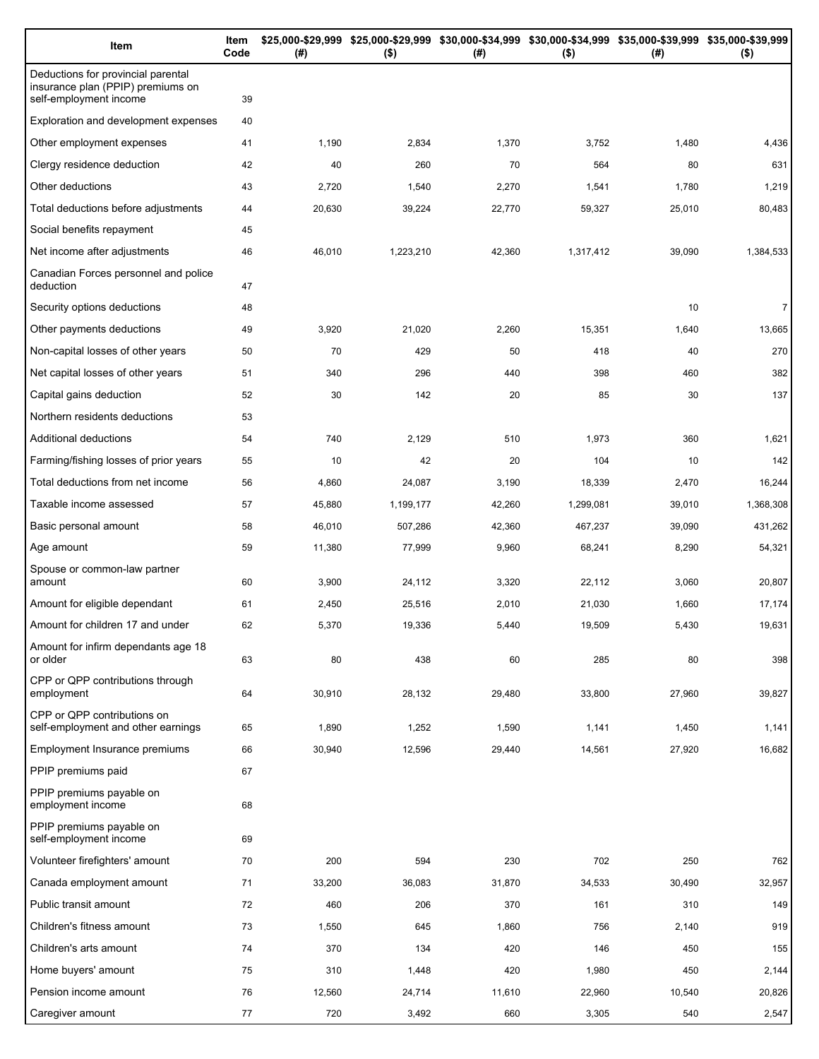| Item | Item Code | $25,000-$29,999 (#) | $25,000-$29,999 ($) | $30,000-$34,999 (#) | $30,000-$34,999 ($) | $35,000-$39,999 (#) | $35,000-$39,999 ($) |
|---|---|---|---|---|---|---|---|
| Deductions for provincial parental insurance plan (PPIP) premiums on self-employment income | 39 | | | | | | |
| Exploration and development expenses | 40 | | | | | | |
| Other employment expenses | 41 | 1,190 | 2,834 | 1,370 | 3,752 | 1,480 | 4,436 |
| Clergy residence deduction | 42 | 40 | 260 | 70 | 564 | 80 | 631 |
| Other deductions | 43 | 2,720 | 1,540 | 2,270 | 1,541 | 1,780 | 1,219 |
| Total deductions before adjustments | 44 | 20,630 | 39,224 | 22,770 | 59,327 | 25,010 | 80,483 |
| Social benefits repayment | 45 | | | | | | |
| Net income after adjustments | 46 | 46,010 | 1,223,210 | 42,360 | 1,317,412 | 39,090 | 1,384,533 |
| Canadian Forces personnel and police deduction | 47 | | | | | | |
| Security options deductions | 48 | | | | | 10 | 7 |
| Other payments deductions | 49 | 3,920 | 21,020 | 2,260 | 15,351 | 1,640 | 13,665 |
| Non-capital losses of other years | 50 | 70 | 429 | 50 | 418 | 40 | 270 |
| Net capital losses of other years | 51 | 340 | 296 | 440 | 398 | 460 | 382 |
| Capital gains deduction | 52 | 30 | 142 | 20 | 85 | 30 | 137 |
| Northern residents deductions | 53 | | | | | | |
| Additional deductions | 54 | 740 | 2,129 | 510 | 1,973 | 360 | 1,621 |
| Farming/fishing losses of prior years | 55 | 10 | 42 | 20 | 104 | 10 | 142 |
| Total deductions from net income | 56 | 4,860 | 24,087 | 3,190 | 18,339 | 2,470 | 16,244 |
| Taxable income assessed | 57 | 45,880 | 1,199,177 | 42,260 | 1,299,081 | 39,010 | 1,368,308 |
| Basic personal amount | 58 | 46,010 | 507,286 | 42,360 | 467,237 | 39,090 | 431,262 |
| Age amount | 59 | 11,380 | 77,999 | 9,960 | 68,241 | 8,290 | 54,321 |
| Spouse or common-law partner amount | 60 | 3,900 | 24,112 | 3,320 | 22,112 | 3,060 | 20,807 |
| Amount for eligible dependant | 61 | 2,450 | 25,516 | 2,010 | 21,030 | 1,660 | 17,174 |
| Amount for children 17 and under | 62 | 5,370 | 19,336 | 5,440 | 19,509 | 5,430 | 19,631 |
| Amount for infirm dependants age 18 or older | 63 | 80 | 438 | 60 | 285 | 80 | 398 |
| CPP or QPP contributions through employment | 64 | 30,910 | 28,132 | 29,480 | 33,800 | 27,960 | 39,827 |
| CPP or QPP contributions on self-employment and other earnings | 65 | 1,890 | 1,252 | 1,590 | 1,141 | 1,450 | 1,141 |
| Employment Insurance premiums | 66 | 30,940 | 12,596 | 29,440 | 14,561 | 27,920 | 16,682 |
| PPIP premiums paid | 67 | | | | | | |
| PPIP premiums payable on employment income | 68 | | | | | | |
| PPIP premiums payable on self-employment income | 69 | | | | | | |
| Volunteer firefighters' amount | 70 | 200 | 594 | 230 | 702 | 250 | 762 |
| Canada employment amount | 71 | 33,200 | 36,083 | 31,870 | 34,533 | 30,490 | 32,957 |
| Public transit amount | 72 | 460 | 206 | 370 | 161 | 310 | 149 |
| Children's fitness amount | 73 | 1,550 | 645 | 1,860 | 756 | 2,140 | 919 |
| Children's arts amount | 74 | 370 | 134 | 420 | 146 | 450 | 155 |
| Home buyers' amount | 75 | 310 | 1,448 | 420 | 1,980 | 450 | 2,144 |
| Pension income amount | 76 | 12,560 | 24,714 | 11,610 | 22,960 | 10,540 | 20,826 |
| Caregiver amount | 77 | 720 | 3,492 | 660 | 3,305 | 540 | 2,547 |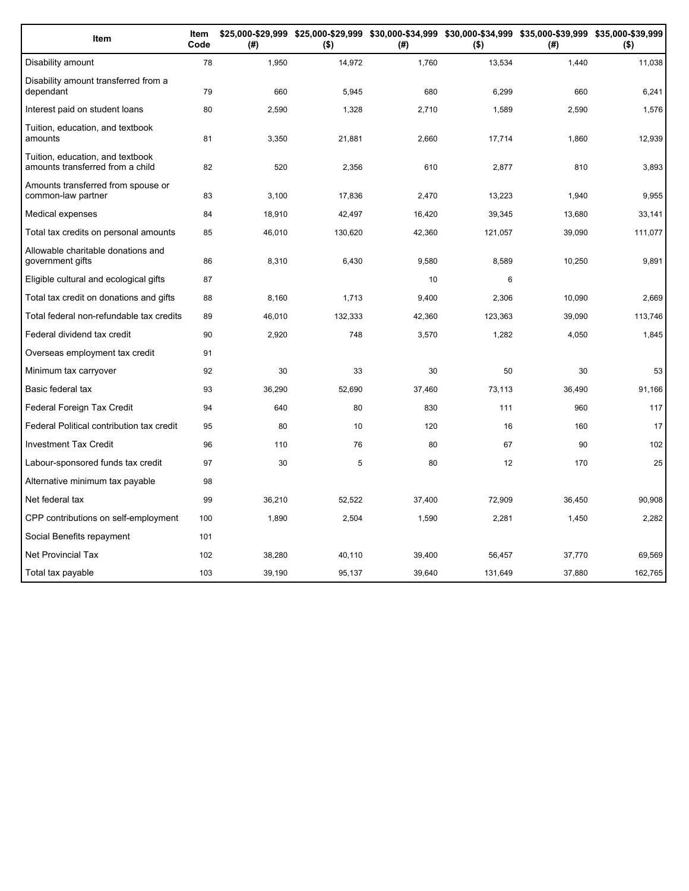| Item | Item Code | $25,000-$29,999 (#) | $25,000-$29,999 ($) | $30,000-$34,999 (#) | $30,000-$34,999 ($) | $35,000-$39,999 (#) | $35,000-$39,999 ($) |
|---|---|---|---|---|---|---|---|
| Disability amount | 78 | 1,950 | 14,972 | 1,760 | 13,534 | 1,440 | 11,038 |
| Disability amount transferred from a dependant | 79 | 660 | 5,945 | 680 | 6,299 | 660 | 6,241 |
| Interest paid on student loans | 80 | 2,590 | 1,328 | 2,710 | 1,589 | 2,590 | 1,576 |
| Tuition, education, and textbook amounts | 81 | 3,350 | 21,881 | 2,660 | 17,714 | 1,860 | 12,939 |
| Tuition, education, and textbook amounts transferred from a child | 82 | 520 | 2,356 | 610 | 2,877 | 810 | 3,893 |
| Amounts transferred from spouse or common-law partner | 83 | 3,100 | 17,836 | 2,470 | 13,223 | 1,940 | 9,955 |
| Medical expenses | 84 | 18,910 | 42,497 | 16,420 | 39,345 | 13,680 | 33,141 |
| Total tax credits on personal amounts | 85 | 46,010 | 130,620 | 42,360 | 121,057 | 39,090 | 111,077 |
| Allowable charitable donations and government gifts | 86 | 8,310 | 6,430 | 9,580 | 8,589 | 10,250 | 9,891 |
| Eligible cultural and ecological gifts | 87 | | | 10 | 6 | | |
| Total tax credit on donations and gifts | 88 | 8,160 | 1,713 | 9,400 | 2,306 | 10,090 | 2,669 |
| Total federal non-refundable tax credits | 89 | 46,010 | 132,333 | 42,360 | 123,363 | 39,090 | 113,746 |
| Federal dividend tax credit | 90 | 2,920 | 748 | 3,570 | 1,282 | 4,050 | 1,845 |
| Overseas employment tax credit | 91 | | | | | | |
| Minimum tax carryover | 92 | 30 | 33 | 30 | 50 | 30 | 53 |
| Basic federal tax | 93 | 36,290 | 52,690 | 37,460 | 73,113 | 36,490 | 91,166 |
| Federal Foreign Tax Credit | 94 | 640 | 80 | 830 | 111 | 960 | 117 |
| Federal Political contribution tax credit | 95 | 80 | 10 | 120 | 16 | 160 | 17 |
| Investment Tax Credit | 96 | 110 | 76 | 80 | 67 | 90 | 102 |
| Labour-sponsored funds tax credit | 97 | 30 | 5 | 80 | 12 | 170 | 25 |
| Alternative minimum tax payable | 98 | | | | | | |
| Net federal tax | 99 | 36,210 | 52,522 | 37,400 | 72,909 | 36,450 | 90,908 |
| CPP contributions on self-employment | 100 | 1,890 | 2,504 | 1,590 | 2,281 | 1,450 | 2,282 |
| Social Benefits repayment | 101 | | | | | | |
| Net Provincial Tax | 102 | 38,280 | 40,110 | 39,400 | 56,457 | 37,770 | 69,569 |
| Total tax payable | 103 | 39,190 | 95,137 | 39,640 | 131,649 | 37,880 | 162,765 |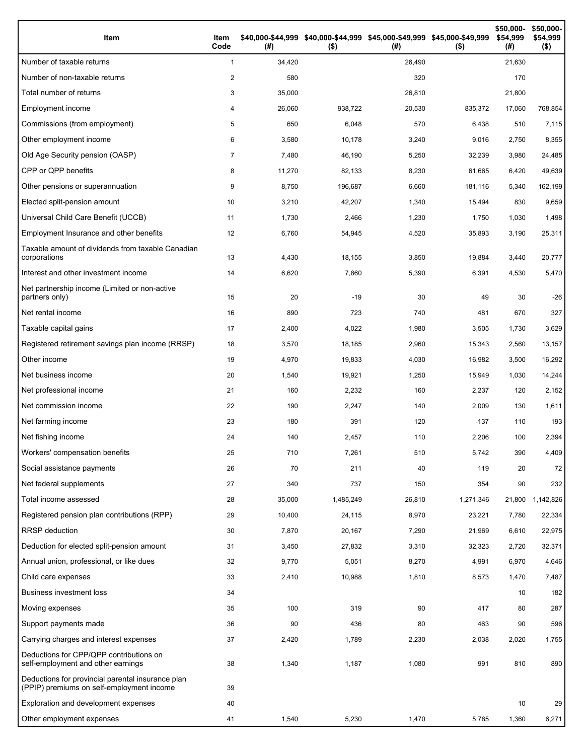| Item | Item Code | $40,000-$44,999 (#) | $40,000-$44,999 ($) | $45,000-$49,999 (#) | $45,000-$49,999 ($) | $50,000-$54,999 (#) | $50,000-$54,999 ($) |
|---|---|---|---|---|---|---|---|
| Number of taxable returns | 1 | 34,420 | | 26,490 | | 21,630 | |
| Number of non-taxable returns | 2 | 580 | | 320 | | 170 | |
| Total number of returns | 3 | 35,000 | | 26,810 | | 21,800 | |
| Employment income | 4 | 26,060 | 938,722 | 20,530 | 835,372 | 17,060 | 768,854 |
| Commissions (from employment) | 5 | 650 | 6,048 | 570 | 6,438 | 510 | 7,115 |
| Other employment income | 6 | 3,580 | 10,178 | 3,240 | 9,016 | 2,750 | 8,355 |
| Old Age Security pension (OASP) | 7 | 7,480 | 46,190 | 5,250 | 32,239 | 3,980 | 24,485 |
| CPP or QPP benefits | 8 | 11,270 | 82,133 | 8,230 | 61,665 | 6,420 | 49,639 |
| Other pensions or superannuation | 9 | 8,750 | 196,687 | 6,660 | 181,116 | 5,340 | 162,199 |
| Elected split-pension amount | 10 | 3,210 | 42,207 | 1,340 | 15,494 | 830 | 9,659 |
| Universal Child Care Benefit (UCCB) | 11 | 1,730 | 2,466 | 1,230 | 1,750 | 1,030 | 1,498 |
| Employment Insurance and other benefits | 12 | 6,760 | 54,945 | 4,520 | 35,893 | 3,190 | 25,311 |
| Taxable amount of dividends from taxable Canadian corporations | 13 | 4,430 | 18,155 | 3,850 | 19,884 | 3,440 | 20,777 |
| Interest and other investment income | 14 | 6,620 | 7,860 | 5,390 | 6,391 | 4,530 | 5,470 |
| Net partnership income (Limited or non-active partners only) | 15 | 20 | -19 | 30 | 49 | 30 | -26 |
| Net rental income | 16 | 890 | 723 | 740 | 481 | 670 | 327 |
| Taxable capital gains | 17 | 2,400 | 4,022 | 1,980 | 3,505 | 1,730 | 3,629 |
| Registered retirement savings plan income (RRSP) | 18 | 3,570 | 18,185 | 2,960 | 15,343 | 2,560 | 13,157 |
| Other income | 19 | 4,970 | 19,833 | 4,030 | 16,982 | 3,500 | 16,292 |
| Net business income | 20 | 1,540 | 19,921 | 1,250 | 15,949 | 1,030 | 14,244 |
| Net professional income | 21 | 160 | 2,232 | 160 | 2,237 | 120 | 2,152 |
| Net commission income | 22 | 190 | 2,247 | 140 | 2,009 | 130 | 1,611 |
| Net farming income | 23 | 180 | 391 | 120 | -137 | 110 | 193 |
| Net fishing income | 24 | 140 | 2,457 | 110 | 2,206 | 100 | 2,394 |
| Workers' compensation benefits | 25 | 710 | 7,261 | 510 | 5,742 | 390 | 4,409 |
| Social assistance payments | 26 | 70 | 211 | 40 | 119 | 20 | 72 |
| Net federal supplements | 27 | 340 | 737 | 150 | 354 | 90 | 232 |
| Total income assessed | 28 | 35,000 | 1,485,249 | 26,810 | 1,271,346 | 21,800 | 1,142,826 |
| Registered pension plan contributions (RPP) | 29 | 10,400 | 24,115 | 8,970 | 23,221 | 7,780 | 22,334 |
| RRSP deduction | 30 | 7,870 | 20,167 | 7,290 | 21,969 | 6,610 | 22,975 |
| Deduction for elected split-pension amount | 31 | 3,450 | 27,832 | 3,310 | 32,323 | 2,720 | 32,371 |
| Annual union, professional, or like dues | 32 | 9,770 | 5,051 | 8,270 | 4,991 | 6,970 | 4,646 |
| Child care expenses | 33 | 2,410 | 10,988 | 1,810 | 8,573 | 1,470 | 7,487 |
| Business investment loss | 34 | | | | | 10 | 182 |
| Moving expenses | 35 | 100 | 319 | 90 | 417 | 80 | 287 |
| Support payments made | 36 | 90 | 436 | 80 | 463 | 90 | 596 |
| Carrying charges and interest expenses | 37 | 2,420 | 1,789 | 2,230 | 2,038 | 2,020 | 1,755 |
| Deductions for CPP/QPP contributions on self-employment and other earnings | 38 | 1,340 | 1,187 | 1,080 | 991 | 810 | 890 |
| Deductions for provincial parental insurance plan (PPIP) premiums on self-employment income | 39 | | | | | | |
| Exploration and development expenses | 40 | | | | | 10 | 29 |
| Other employment expenses | 41 | 1,540 | 5,230 | 1,470 | 5,785 | 1,360 | 6,271 |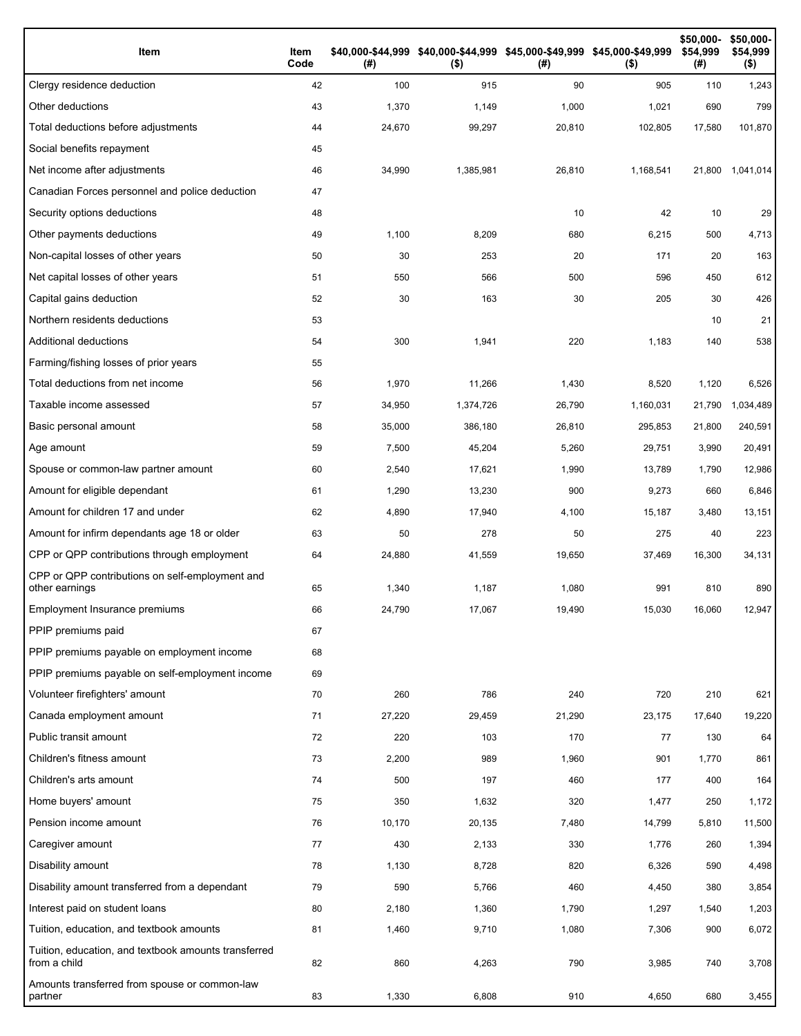| Item | Item Code | $40,000-$44,999 (#) | $40,000-$44,999 ($) | $45,000-$49,999 (#) | $45,000-$49,999 ($) | $50,000-$54,999 (#) | $50,000-$54,999 ($) |
|---|---|---|---|---|---|---|---|
| Clergy residence deduction | 42 | 100 | 915 | 90 | 905 | 110 | 1,243 |
| Other deductions | 43 | 1,370 | 1,149 | 1,000 | 1,021 | 690 | 799 |
| Total deductions before adjustments | 44 | 24,670 | 99,297 | 20,810 | 102,805 | 17,580 | 101,870 |
| Social benefits repayment | 45 | | | | | | |
| Net income after adjustments | 46 | 34,990 | 1,385,981 | 26,810 | 1,168,541 | 21,800 | 1,041,014 |
| Canadian Forces personnel and police deduction | 47 | | | | | | |
| Security options deductions | 48 | | | 10 | 42 | 10 | 29 |
| Other payments deductions | 49 | 1,100 | 8,209 | 680 | 6,215 | 500 | 4,713 |
| Non-capital losses of other years | 50 | 30 | 253 | 20 | 171 | 20 | 163 |
| Net capital losses of other years | 51 | 550 | 566 | 500 | 596 | 450 | 612 |
| Capital gains deduction | 52 | 30 | 163 | 30 | 205 | 30 | 426 |
| Northern residents deductions | 53 | | | | | 10 | 21 |
| Additional deductions | 54 | 300 | 1,941 | 220 | 1,183 | 140 | 538 |
| Farming/fishing losses of prior years | 55 | | | | | | |
| Total deductions from net income | 56 | 1,970 | 11,266 | 1,430 | 8,520 | 1,120 | 6,526 |
| Taxable income assessed | 57 | 34,950 | 1,374,726 | 26,790 | 1,160,031 | 21,790 | 1,034,489 |
| Basic personal amount | 58 | 35,000 | 386,180 | 26,810 | 295,853 | 21,800 | 240,591 |
| Age amount | 59 | 7,500 | 45,204 | 5,260 | 29,751 | 3,990 | 20,491 |
| Spouse or common-law partner amount | 60 | 2,540 | 17,621 | 1,990 | 13,789 | 1,790 | 12,986 |
| Amount for eligible dependant | 61 | 1,290 | 13,230 | 900 | 9,273 | 660 | 6,846 |
| Amount for children 17 and under | 62 | 4,890 | 17,940 | 4,100 | 15,187 | 3,480 | 13,151 |
| Amount for infirm dependants age 18 or older | 63 | 50 | 278 | 50 | 275 | 40 | 223 |
| CPP or QPP contributions through employment | 64 | 24,880 | 41,559 | 19,650 | 37,469 | 16,300 | 34,131 |
| CPP or QPP contributions on self-employment and other earnings | 65 | 1,340 | 1,187 | 1,080 | 991 | 810 | 890 |
| Employment Insurance premiums | 66 | 24,790 | 17,067 | 19,490 | 15,030 | 16,060 | 12,947 |
| PPIP premiums paid | 67 | | | | | | |
| PPIP premiums payable on employment income | 68 | | | | | | |
| PPIP premiums payable on self-employment income | 69 | | | | | | |
| Volunteer firefighters' amount | 70 | 260 | 786 | 240 | 720 | 210 | 621 |
| Canada employment amount | 71 | 27,220 | 29,459 | 21,290 | 23,175 | 17,640 | 19,220 |
| Public transit amount | 72 | 220 | 103 | 170 | 77 | 130 | 64 |
| Children's fitness amount | 73 | 2,200 | 989 | 1,960 | 901 | 1,770 | 861 |
| Children's arts amount | 74 | 500 | 197 | 460 | 177 | 400 | 164 |
| Home buyers' amount | 75 | 350 | 1,632 | 320 | 1,477 | 250 | 1,172 |
| Pension income amount | 76 | 10,170 | 20,135 | 7,480 | 14,799 | 5,810 | 11,500 |
| Caregiver amount | 77 | 430 | 2,133 | 330 | 1,776 | 260 | 1,394 |
| Disability amount | 78 | 1,130 | 8,728 | 820 | 6,326 | 590 | 4,498 |
| Disability amount transferred from a dependant | 79 | 590 | 5,766 | 460 | 4,450 | 380 | 3,854 |
| Interest paid on student loans | 80 | 2,180 | 1,360 | 1,790 | 1,297 | 1,540 | 1,203 |
| Tuition, education, and textbook amounts | 81 | 1,460 | 9,710 | 1,080 | 7,306 | 900 | 6,072 |
| Tuition, education, and textbook amounts transferred from a child | 82 | 860 | 4,263 | 790 | 3,985 | 740 | 3,708 |
| Amounts transferred from spouse or common-law partner | 83 | 1,330 | 6,808 | 910 | 4,650 | 680 | 3,455 |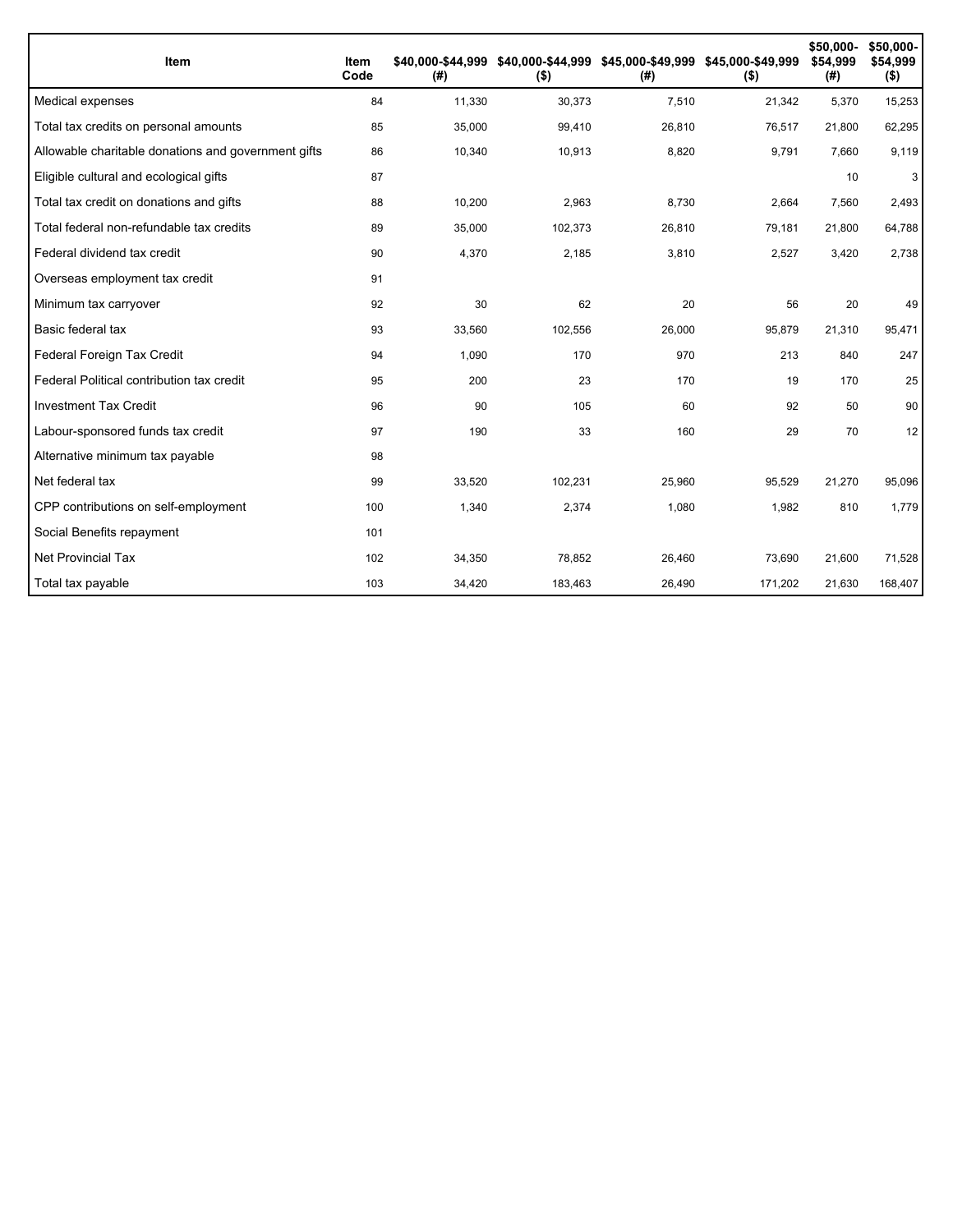| Item | Item Code | $40,000-$44,999 (#) | $40,000-$44,999 ($) | $45,000-$49,999 (#) | $45,000-$49,999 ($) | $50,000-$54,999 (#) | $50,000-$54,999 ($) |
|---|---|---|---|---|---|---|---|
| Medical expenses | 84 | 11,330 | 30,373 | 7,510 | 21,342 | 5,370 | 15,253 |
| Total tax credits on personal amounts | 85 | 35,000 | 99,410 | 26,810 | 76,517 | 21,800 | 62,295 |
| Allowable charitable donations and government gifts | 86 | 10,340 | 10,913 | 8,820 | 9,791 | 7,660 | 9,119 |
| Eligible cultural and ecological gifts | 87 | | | | | 10 | 3 |
| Total tax credit on donations and gifts | 88 | 10,200 | 2,963 | 8,730 | 2,664 | 7,560 | 2,493 |
| Total federal non-refundable tax credits | 89 | 35,000 | 102,373 | 26,810 | 79,181 | 21,800 | 64,788 |
| Federal dividend tax credit | 90 | 4,370 | 2,185 | 3,810 | 2,527 | 3,420 | 2,738 |
| Overseas employment tax credit | 91 | | | | | | |
| Minimum tax carryover | 92 | 30 | 62 | 20 | 56 | 20 | 49 |
| Basic federal tax | 93 | 33,560 | 102,556 | 26,000 | 95,879 | 21,310 | 95,471 |
| Federal Foreign Tax Credit | 94 | 1,090 | 170 | 970 | 213 | 840 | 247 |
| Federal Political contribution tax credit | 95 | 200 | 23 | 170 | 19 | 170 | 25 |
| Investment Tax Credit | 96 | 90 | 105 | 60 | 92 | 50 | 90 |
| Labour-sponsored funds tax credit | 97 | 190 | 33 | 160 | 29 | 70 | 12 |
| Alternative minimum tax payable | 98 | | | | | | |
| Net federal tax | 99 | 33,520 | 102,231 | 25,960 | 95,529 | 21,270 | 95,096 |
| CPP contributions on self-employment | 100 | 1,340 | 2,374 | 1,080 | 1,982 | 810 | 1,779 |
| Social Benefits repayment | 101 | | | | | | |
| Net Provincial Tax | 102 | 34,350 | 78,852 | 26,460 | 73,690 | 21,600 | 71,528 |
| Total tax payable | 103 | 34,420 | 183,463 | 26,490 | 171,202 | 21,630 | 168,407 |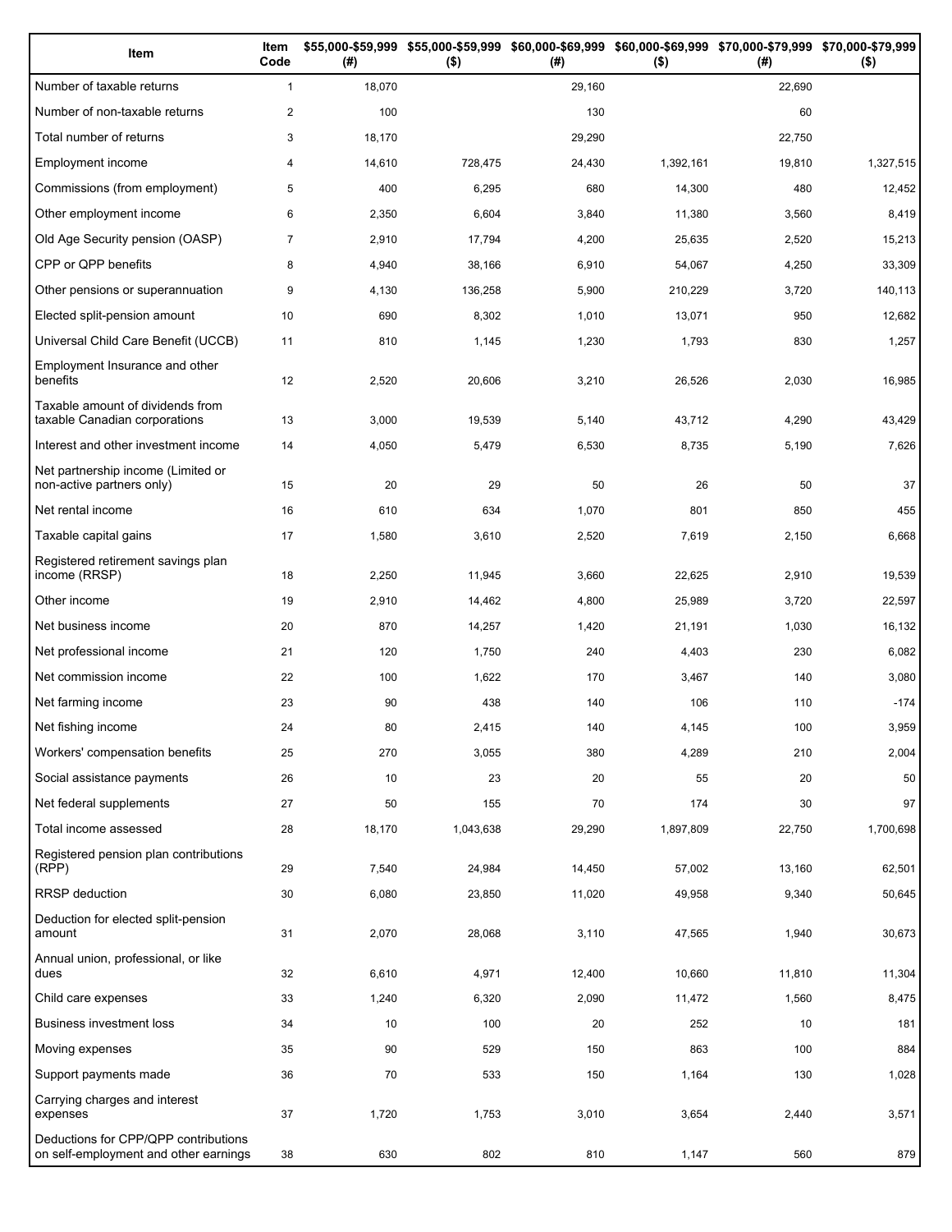| Item | Item Code | $55,000-$59,999 (#) | $55,000-$59,999 ($) | $60,000-$69,999 (#) | $60,000-$69,999 ($) | $70,000-$79,999 (#) | $70,000-$79,999 ($) |
|---|---|---|---|---|---|---|---|
| Number of taxable returns | 1 | 18,070 | | 29,160 | | 22,690 | |
| Number of non-taxable returns | 2 | 100 | | 130 | | 60 | |
| Total number of returns | 3 | 18,170 | | 29,290 | | 22,750 | |
| Employment income | 4 | 14,610 | 728,475 | 24,430 | 1,392,161 | 19,810 | 1,327,515 |
| Commissions (from employment) | 5 | 400 | 6,295 | 680 | 14,300 | 480 | 12,452 |
| Other employment income | 6 | 2,350 | 6,604 | 3,840 | 11,380 | 3,560 | 8,419 |
| Old Age Security pension (OASP) | 7 | 2,910 | 17,794 | 4,200 | 25,635 | 2,520 | 15,213 |
| CPP or QPP benefits | 8 | 4,940 | 38,166 | 6,910 | 54,067 | 4,250 | 33,309 |
| Other pensions or superannuation | 9 | 4,130 | 136,258 | 5,900 | 210,229 | 3,720 | 140,113 |
| Elected split-pension amount | 10 | 690 | 8,302 | 1,010 | 13,071 | 950 | 12,682 |
| Universal Child Care Benefit (UCCB) | 11 | 810 | 1,145 | 1,230 | 1,793 | 830 | 1,257 |
| Employment Insurance and other benefits | 12 | 2,520 | 20,606 | 3,210 | 26,526 | 2,030 | 16,985 |
| Taxable amount of dividends from taxable Canadian corporations | 13 | 3,000 | 19,539 | 5,140 | 43,712 | 4,290 | 43,429 |
| Interest and other investment income | 14 | 4,050 | 5,479 | 6,530 | 8,735 | 5,190 | 7,626 |
| Net partnership income (Limited or non-active partners only) | 15 | 20 | 29 | 50 | 26 | 50 | 37 |
| Net rental income | 16 | 610 | 634 | 1,070 | 801 | 850 | 455 |
| Taxable capital gains | 17 | 1,580 | 3,610 | 2,520 | 7,619 | 2,150 | 6,668 |
| Registered retirement savings plan income (RRSP) | 18 | 2,250 | 11,945 | 3,660 | 22,625 | 2,910 | 19,539 |
| Other income | 19 | 2,910 | 14,462 | 4,800 | 25,989 | 3,720 | 22,597 |
| Net business income | 20 | 870 | 14,257 | 1,420 | 21,191 | 1,030 | 16,132 |
| Net professional income | 21 | 120 | 1,750 | 240 | 4,403 | 230 | 6,082 |
| Net commission income | 22 | 100 | 1,622 | 170 | 3,467 | 140 | 3,080 |
| Net farming income | 23 | 90 | 438 | 140 | 106 | 110 | -174 |
| Net fishing income | 24 | 80 | 2,415 | 140 | 4,145 | 100 | 3,959 |
| Workers' compensation benefits | 25 | 270 | 3,055 | 380 | 4,289 | 210 | 2,004 |
| Social assistance payments | 26 | 10 | 23 | 20 | 55 | 20 | 50 |
| Net federal supplements | 27 | 50 | 155 | 70 | 174 | 30 | 97 |
| Total income assessed | 28 | 18,170 | 1,043,638 | 29,290 | 1,897,809 | 22,750 | 1,700,698 |
| Registered pension plan contributions (RPP) | 29 | 7,540 | 24,984 | 14,450 | 57,002 | 13,160 | 62,501 |
| RRSP deduction | 30 | 6,080 | 23,850 | 11,020 | 49,958 | 9,340 | 50,645 |
| Deduction for elected split-pension amount | 31 | 2,070 | 28,068 | 3,110 | 47,565 | 1,940 | 30,673 |
| Annual union, professional, or like dues | 32 | 6,610 | 4,971 | 12,400 | 10,660 | 11,810 | 11,304 |
| Child care expenses | 33 | 1,240 | 6,320 | 2,090 | 11,472 | 1,560 | 8,475 |
| Business investment loss | 34 | 10 | 100 | 20 | 252 | 10 | 181 |
| Moving expenses | 35 | 90 | 529 | 150 | 863 | 100 | 884 |
| Support payments made | 36 | 70 | 533 | 150 | 1,164 | 130 | 1,028 |
| Carrying charges and interest expenses | 37 | 1,720 | 1,753 | 3,010 | 3,654 | 2,440 | 3,571 |
| Deductions for CPP/QPP contributions on self-employment and other earnings | 38 | 630 | 802 | 810 | 1,147 | 560 | 879 |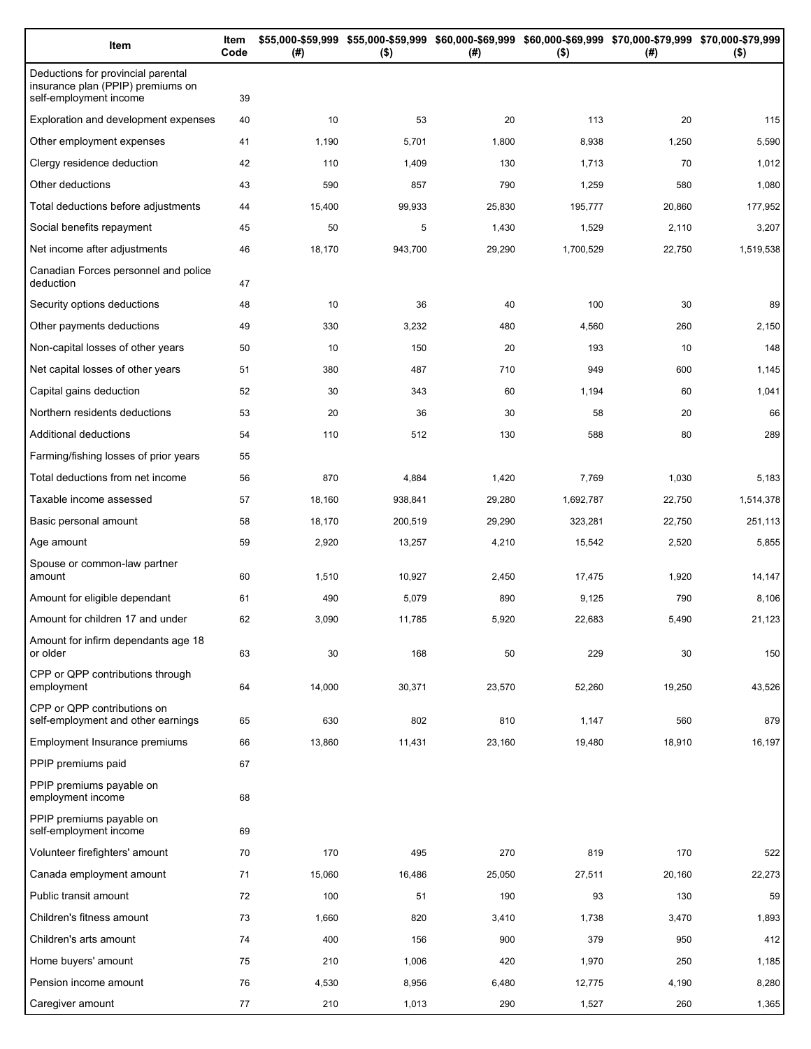| Item | Item Code | $55,000-$59,999 (#) | $55,000-$59,999 ($) | $60,000-$69,999 (#) | $60,000-$69,999 ($) | $70,000-$79,999 (#) | $70,000-$79,999 ($) |
|---|---|---|---|---|---|---|---|
| Deductions for provincial parental insurance plan (PPIP) premiums on self-employment income | 39 | | | | | | |
| Exploration and development expenses | 40 | 10 | 53 | 20 | 113 | 20 | 115 |
| Other employment expenses | 41 | 1,190 | 5,701 | 1,800 | 8,938 | 1,250 | 5,590 |
| Clergy residence deduction | 42 | 110 | 1,409 | 130 | 1,713 | 70 | 1,012 |
| Other deductions | 43 | 590 | 857 | 790 | 1,259 | 580 | 1,080 |
| Total deductions before adjustments | 44 | 15,400 | 99,933 | 25,830 | 195,777 | 20,860 | 177,952 |
| Social benefits repayment | 45 | 50 | 5 | 1,430 | 1,529 | 2,110 | 3,207 |
| Net income after adjustments | 46 | 18,170 | 943,700 | 29,290 | 1,700,529 | 22,750 | 1,519,538 |
| Canadian Forces personnel and police deduction | 47 | | | | | | |
| Security options deductions | 48 | 10 | 36 | 40 | 100 | 30 | 89 |
| Other payments deductions | 49 | 330 | 3,232 | 480 | 4,560 | 260 | 2,150 |
| Non-capital losses of other years | 50 | 10 | 150 | 20 | 193 | 10 | 148 |
| Net capital losses of other years | 51 | 380 | 487 | 710 | 949 | 600 | 1,145 |
| Capital gains deduction | 52 | 30 | 343 | 60 | 1,194 | 60 | 1,041 |
| Northern residents deductions | 53 | 20 | 36 | 30 | 58 | 20 | 66 |
| Additional deductions | 54 | 110 | 512 | 130 | 588 | 80 | 289 |
| Farming/fishing losses of prior years | 55 | | | | | | |
| Total deductions from net income | 56 | 870 | 4,884 | 1,420 | 7,769 | 1,030 | 5,183 |
| Taxable income assessed | 57 | 18,160 | 938,841 | 29,280 | 1,692,787 | 22,750 | 1,514,378 |
| Basic personal amount | 58 | 18,170 | 200,519 | 29,290 | 323,281 | 22,750 | 251,113 |
| Age amount | 59 | 2,920 | 13,257 | 4,210 | 15,542 | 2,520 | 5,855 |
| Spouse or common-law partner amount | 60 | 1,510 | 10,927 | 2,450 | 17,475 | 1,920 | 14,147 |
| Amount for eligible dependant | 61 | 490 | 5,079 | 890 | 9,125 | 790 | 8,106 |
| Amount for children 17 and under | 62 | 3,090 | 11,785 | 5,920 | 22,683 | 5,490 | 21,123 |
| Amount for infirm dependants age 18 or older | 63 | 30 | 168 | 50 | 229 | 30 | 150 |
| CPP or QPP contributions through employment | 64 | 14,000 | 30,371 | 23,570 | 52,260 | 19,250 | 43,526 |
| CPP or QPP contributions on self-employment and other earnings | 65 | 630 | 802 | 810 | 1,147 | 560 | 879 |
| Employment Insurance premiums | 66 | 13,860 | 11,431 | 23,160 | 19,480 | 18,910 | 16,197 |
| PPIP premiums paid | 67 | | | | | | |
| PPIP premiums payable on employment income | 68 | | | | | | |
| PPIP premiums payable on self-employment income | 69 | | | | | | |
| Volunteer firefighters' amount | 70 | 170 | 495 | 270 | 819 | 170 | 522 |
| Canada employment amount | 71 | 15,060 | 16,486 | 25,050 | 27,511 | 20,160 | 22,273 |
| Public transit amount | 72 | 100 | 51 | 190 | 93 | 130 | 59 |
| Children's fitness amount | 73 | 1,660 | 820 | 3,410 | 1,738 | 3,470 | 1,893 |
| Children's arts amount | 74 | 400 | 156 | 900 | 379 | 950 | 412 |
| Home buyers' amount | 75 | 210 | 1,006 | 420 | 1,970 | 250 | 1,185 |
| Pension income amount | 76 | 4,530 | 8,956 | 6,480 | 12,775 | 4,190 | 8,280 |
| Caregiver amount | 77 | 210 | 1,013 | 290 | 1,527 | 260 | 1,365 |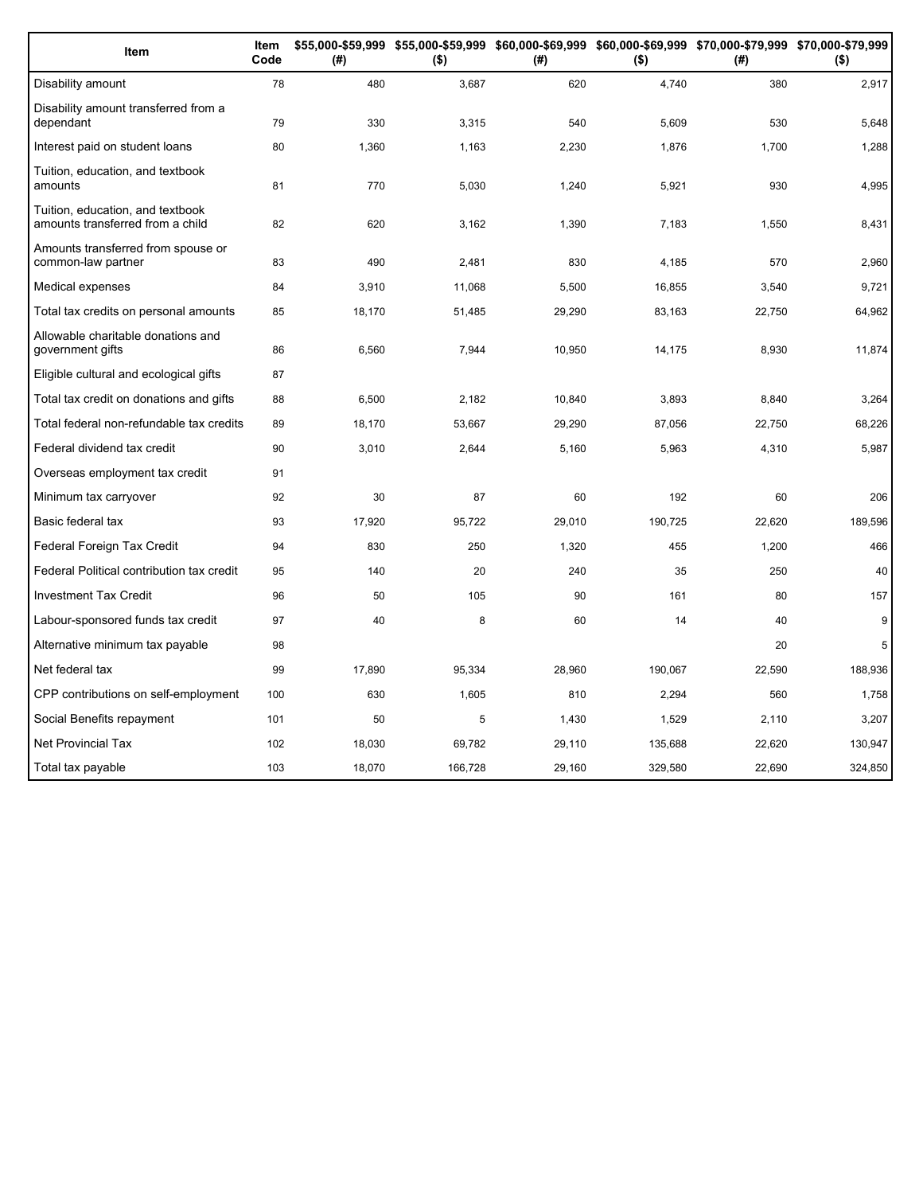| Item | Item Code | $55,000-$59,999 (#) | $55,000-$59,999 ($) | $60,000-$69,999 (#) | $60,000-$69,999 ($) | $70,000-$79,999 (#) | $70,000-$79,999 ($) |
|---|---|---|---|---|---|---|---|
| Disability amount | 78 | 480 | 3,687 | 620 | 4,740 | 380 | 2,917 |
| Disability amount transferred from a dependant | 79 | 330 | 3,315 | 540 | 5,609 | 530 | 5,648 |
| Interest paid on student loans | 80 | 1,360 | 1,163 | 2,230 | 1,876 | 1,700 | 1,288 |
| Tuition, education, and textbook amounts | 81 | 770 | 5,030 | 1,240 | 5,921 | 930 | 4,995 |
| Tuition, education, and textbook amounts transferred from a child | 82 | 620 | 3,162 | 1,390 | 7,183 | 1,550 | 8,431 |
| Amounts transferred from spouse or common-law partner | 83 | 490 | 2,481 | 830 | 4,185 | 570 | 2,960 |
| Medical expenses | 84 | 3,910 | 11,068 | 5,500 | 16,855 | 3,540 | 9,721 |
| Total tax credits on personal amounts | 85 | 18,170 | 51,485 | 29,290 | 83,163 | 22,750 | 64,962 |
| Allowable charitable donations and government gifts | 86 | 6,560 | 7,944 | 10,950 | 14,175 | 8,930 | 11,874 |
| Eligible cultural and ecological gifts | 87 | | | | | | |
| Total tax credit on donations and gifts | 88 | 6,500 | 2,182 | 10,840 | 3,893 | 8,840 | 3,264 |
| Total federal non-refundable tax credits | 89 | 18,170 | 53,667 | 29,290 | 87,056 | 22,750 | 68,226 |
| Federal dividend tax credit | 90 | 3,010 | 2,644 | 5,160 | 5,963 | 4,310 | 5,987 |
| Overseas employment tax credit | 91 | | | | | | |
| Minimum tax carryover | 92 | 30 | 87 | 60 | 192 | 60 | 206 |
| Basic federal tax | 93 | 17,920 | 95,722 | 29,010 | 190,725 | 22,620 | 189,596 |
| Federal Foreign Tax Credit | 94 | 830 | 250 | 1,320 | 455 | 1,200 | 466 |
| Federal Political contribution tax credit | 95 | 140 | 20 | 240 | 35 | 250 | 40 |
| Investment Tax Credit | 96 | 50 | 105 | 90 | 161 | 80 | 157 |
| Labour-sponsored funds tax credit | 97 | 40 | 8 | 60 | 14 | 40 | 9 |
| Alternative minimum tax payable | 98 | | | | | 20 | 5 |
| Net federal tax | 99 | 17,890 | 95,334 | 28,960 | 190,067 | 22,590 | 188,936 |
| CPP contributions on self-employment | 100 | 630 | 1,605 | 810 | 2,294 | 560 | 1,758 |
| Social Benefits repayment | 101 | 50 | 5 | 1,430 | 1,529 | 2,110 | 3,207 |
| Net Provincial Tax | 102 | 18,030 | 69,782 | 29,110 | 135,688 | 22,620 | 130,947 |
| Total tax payable | 103 | 18,070 | 166,728 | 29,160 | 329,580 | 22,690 | 324,850 |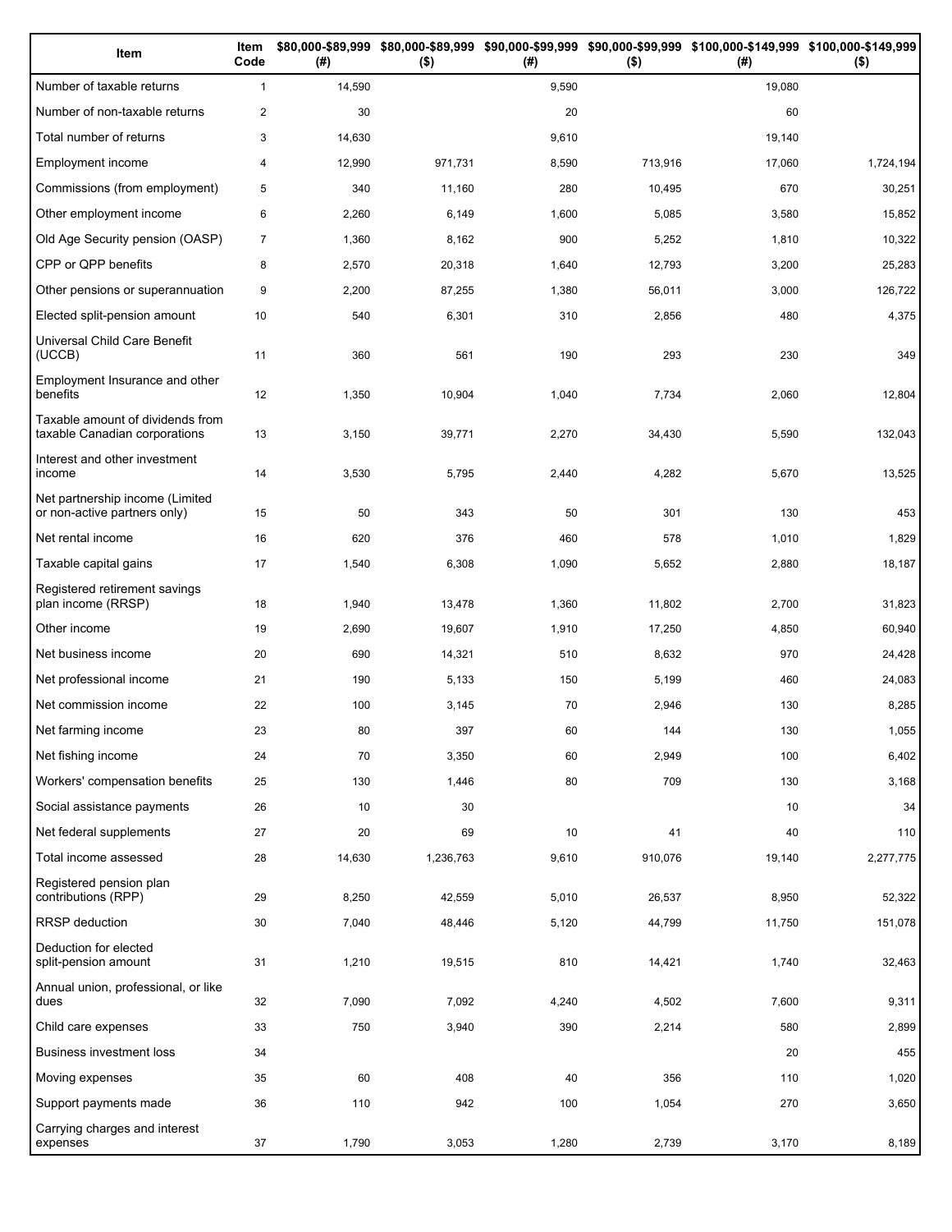| Item | Item Code | $80,000-$89,999 (#) | $80,000-$89,999 ($) | $90,000-$99,999 (#) | $90,000-$99,999 ($) | $100,000-$149,999 (#) | $100,000-$149,999 ($) |
|---|---|---|---|---|---|---|---|
| Number of taxable returns | 1 | 14,590 | | 9,590 | | 19,080 | |
| Number of non-taxable returns | 2 | 30 | | 20 | | 60 | |
| Total number of returns | 3 | 14,630 | | 9,610 | | 19,140 | |
| Employment income | 4 | 12,990 | 971,731 | 8,590 | 713,916 | 17,060 | 1,724,194 |
| Commissions (from employment) | 5 | 340 | 11,160 | 280 | 10,495 | 670 | 30,251 |
| Other employment income | 6 | 2,260 | 6,149 | 1,600 | 5,085 | 3,580 | 15,852 |
| Old Age Security pension (OASP) | 7 | 1,360 | 8,162 | 900 | 5,252 | 1,810 | 10,322 |
| CPP or QPP benefits | 8 | 2,570 | 20,318 | 1,640 | 12,793 | 3,200 | 25,283 |
| Other pensions or superannuation | 9 | 2,200 | 87,255 | 1,380 | 56,011 | 3,000 | 126,722 |
| Elected split-pension amount | 10 | 540 | 6,301 | 310 | 2,856 | 480 | 4,375 |
| Universal Child Care Benefit (UCCB) | 11 | 360 | 561 | 190 | 293 | 230 | 349 |
| Employment Insurance and other benefits | 12 | 1,350 | 10,904 | 1,040 | 7,734 | 2,060 | 12,804 |
| Taxable amount of dividends from taxable Canadian corporations | 13 | 3,150 | 39,771 | 2,270 | 34,430 | 5,590 | 132,043 |
| Interest and other investment income | 14 | 3,530 | 5,795 | 2,440 | 4,282 | 5,670 | 13,525 |
| Net partnership income (Limited or non-active partners only) | 15 | 50 | 343 | 50 | 301 | 130 | 453 |
| Net rental income | 16 | 620 | 376 | 460 | 578 | 1,010 | 1,829 |
| Taxable capital gains | 17 | 1,540 | 6,308 | 1,090 | 5,652 | 2,880 | 18,187 |
| Registered retirement savings plan income (RRSP) | 18 | 1,940 | 13,478 | 1,360 | 11,802 | 2,700 | 31,823 |
| Other income | 19 | 2,690 | 19,607 | 1,910 | 17,250 | 4,850 | 60,940 |
| Net business income | 20 | 690 | 14,321 | 510 | 8,632 | 970 | 24,428 |
| Net professional income | 21 | 190 | 5,133 | 150 | 5,199 | 460 | 24,083 |
| Net commission income | 22 | 100 | 3,145 | 70 | 2,946 | 130 | 8,285 |
| Net farming income | 23 | 80 | 397 | 60 | 144 | 130 | 1,055 |
| Net fishing income | 24 | 70 | 3,350 | 60 | 2,949 | 100 | 6,402 |
| Workers' compensation benefits | 25 | 130 | 1,446 | 80 | 709 | 130 | 3,168 |
| Social assistance payments | 26 | 10 | 30 | | | 10 | 34 |
| Net federal supplements | 27 | 20 | 69 | 10 | 41 | 40 | 110 |
| Total income assessed | 28 | 14,630 | 1,236,763 | 9,610 | 910,076 | 19,140 | 2,277,775 |
| Registered pension plan contributions (RPP) | 29 | 8,250 | 42,559 | 5,010 | 26,537 | 8,950 | 52,322 |
| RRSP deduction | 30 | 7,040 | 48,446 | 5,120 | 44,799 | 11,750 | 151,078 |
| Deduction for elected split-pension amount | 31 | 1,210 | 19,515 | 810 | 14,421 | 1,740 | 32,463 |
| Annual union, professional, or like dues | 32 | 7,090 | 7,092 | 4,240 | 4,502 | 7,600 | 9,311 |
| Child care expenses | 33 | 750 | 3,940 | 390 | 2,214 | 580 | 2,899 |
| Business investment loss | 34 | | | | | 20 | 455 |
| Moving expenses | 35 | 60 | 408 | 40 | 356 | 110 | 1,020 |
| Support payments made | 36 | 110 | 942 | 100 | 1,054 | 270 | 3,650 |
| Carrying charges and interest expenses | 37 | 1,790 | 3,053 | 1,280 | 2,739 | 3,170 | 8,189 |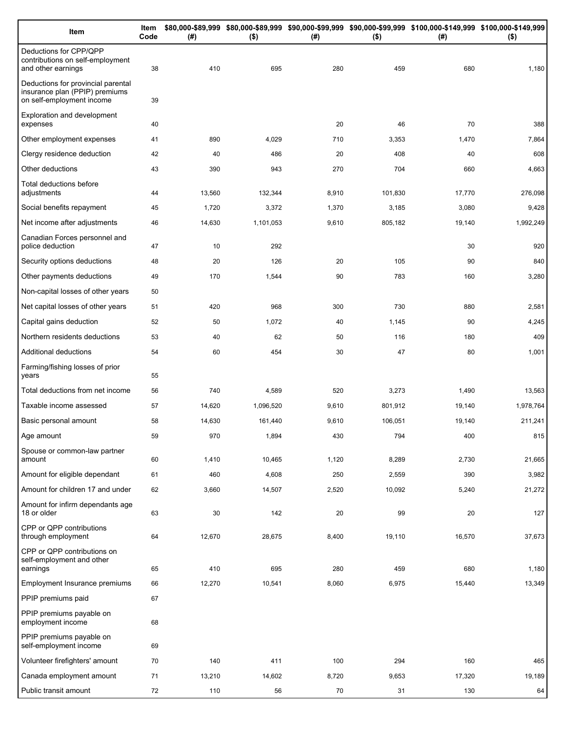| Item | Item Code | $80,000-$89,999 (#) | $80,000-$89,999 ($) | $90,000-$99,999 (#) | $90,000-$99,999 ($) | $100,000-$149,999 (#) | $100,000-$149,999 ($) |
|---|---|---|---|---|---|---|---|
| Deductions for CPP/QPP contributions on self-employment and other earnings | 38 | 410 | 695 | 280 | 459 | 680 | 1,180 |
| Deductions for provincial parental insurance plan (PPIP) premiums on self-employment income | 39 | | | | | | |
| Exploration and development expenses | 40 | | | 20 | 46 | 70 | 388 |
| Other employment expenses | 41 | 890 | 4,029 | 710 | 3,353 | 1,470 | 7,864 |
| Clergy residence deduction | 42 | 40 | 486 | 20 | 408 | 40 | 608 |
| Other deductions | 43 | 390 | 943 | 270 | 704 | 660 | 4,663 |
| Total deductions before adjustments | 44 | 13,560 | 132,344 | 8,910 | 101,830 | 17,770 | 276,098 |
| Social benefits repayment | 45 | 1,720 | 3,372 | 1,370 | 3,185 | 3,080 | 9,428 |
| Net income after adjustments | 46 | 14,630 | 1,101,053 | 9,610 | 805,182 | 19,140 | 1,992,249 |
| Canadian Forces personnel and police deduction | 47 | 10 | 292 | | | 30 | 920 |
| Security options deductions | 48 | 20 | 126 | 20 | 105 | 90 | 840 |
| Other payments deductions | 49 | 170 | 1,544 | 90 | 783 | 160 | 3,280 |
| Non-capital losses of other years | 50 | | | | | | |
| Net capital losses of other years | 51 | 420 | 968 | 300 | 730 | 880 | 2,581 |
| Capital gains deduction | 52 | 50 | 1,072 | 40 | 1,145 | 90 | 4,245 |
| Northern residents deductions | 53 | 40 | 62 | 50 | 116 | 180 | 409 |
| Additional deductions | 54 | 60 | 454 | 30 | 47 | 80 | 1,001 |
| Farming/fishing losses of prior years | 55 | | | | | | |
| Total deductions from net income | 56 | 740 | 4,589 | 520 | 3,273 | 1,490 | 13,563 |
| Taxable income assessed | 57 | 14,620 | 1,096,520 | 9,610 | 801,912 | 19,140 | 1,978,764 |
| Basic personal amount | 58 | 14,630 | 161,440 | 9,610 | 106,051 | 19,140 | 211,241 |
| Age amount | 59 | 970 | 1,894 | 430 | 794 | 400 | 815 |
| Spouse or common-law partner amount | 60 | 1,410 | 10,465 | 1,120 | 8,289 | 2,730 | 21,665 |
| Amount for eligible dependant | 61 | 460 | 4,608 | 250 | 2,559 | 390 | 3,982 |
| Amount for children 17 and under | 62 | 3,660 | 14,507 | 2,520 | 10,092 | 5,240 | 21,272 |
| Amount for infirm dependants age 18 or older | 63 | 30 | 142 | 20 | 99 | 20 | 127 |
| CPP or QPP contributions through employment | 64 | 12,670 | 28,675 | 8,400 | 19,110 | 16,570 | 37,673 |
| CPP or QPP contributions on self-employment and other earnings | 65 | 410 | 695 | 280 | 459 | 680 | 1,180 |
| Employment Insurance premiums | 66 | 12,270 | 10,541 | 8,060 | 6,975 | 15,440 | 13,349 |
| PPIP premiums paid | 67 | | | | | | |
| PPIP premiums payable on employment income | 68 | | | | | | |
| PPIP premiums payable on self-employment income | 69 | | | | | | |
| Volunteer firefighters' amount | 70 | 140 | 411 | 100 | 294 | 160 | 465 |
| Canada employment amount | 71 | 13,210 | 14,602 | 8,720 | 9,653 | 17,320 | 19,189 |
| Public transit amount | 72 | 110 | 56 | 70 | 31 | 130 | 64 |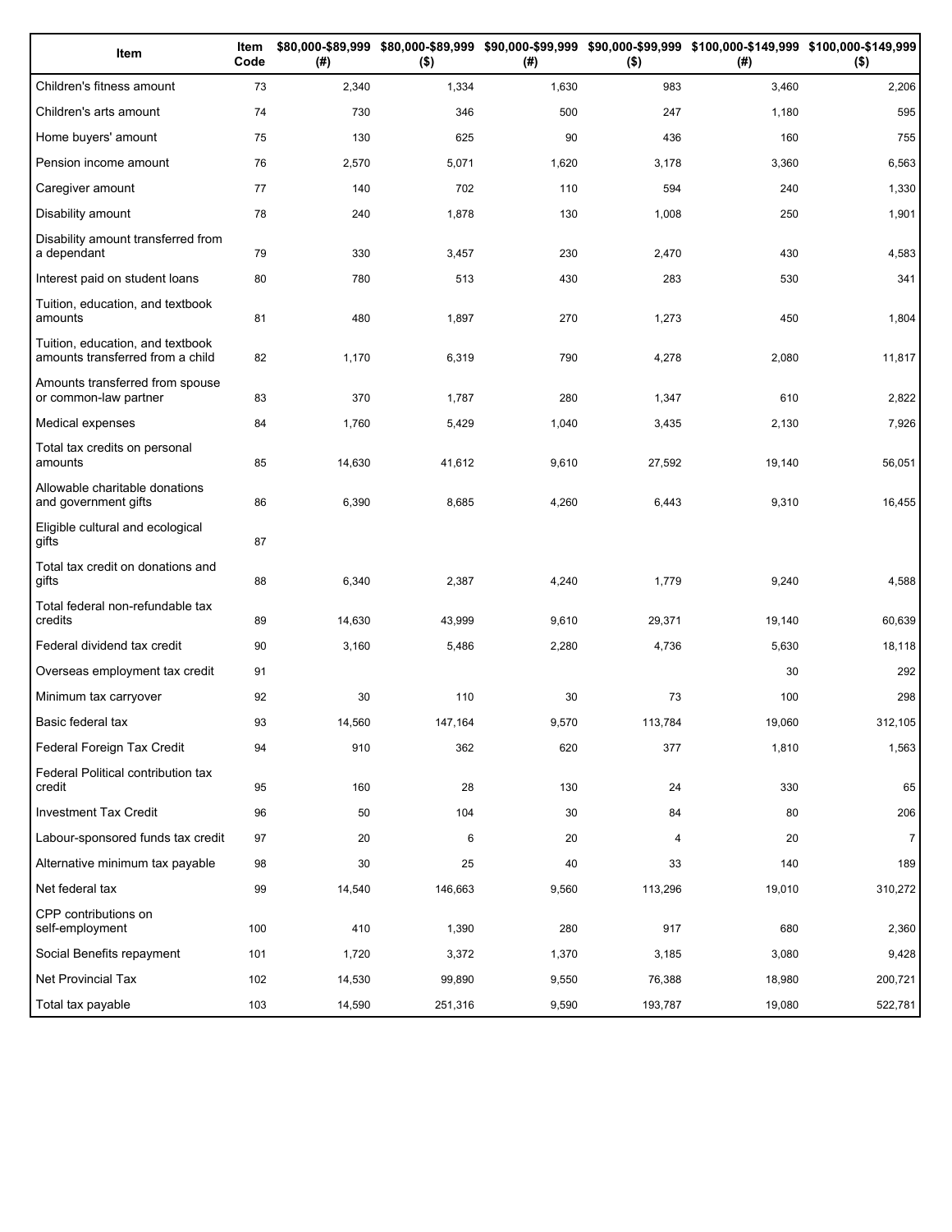| Item | Item Code | $80,000-$89,999 (#) | $80,000-$89,999 ($) | $90,000-$99,999 (#) | $90,000-$99,999 ($) | $100,000-$149,999 (#) | $100,000-$149,999 ($) |
|---|---|---|---|---|---|---|---|
| Children's fitness amount | 73 | 2,340 | 1,334 | 1,630 | 983 | 3,460 | 2,206 |
| Children's arts amount | 74 | 730 | 346 | 500 | 247 | 1,180 | 595 |
| Home buyers' amount | 75 | 130 | 625 | 90 | 436 | 160 | 755 |
| Pension income amount | 76 | 2,570 | 5,071 | 1,620 | 3,178 | 3,360 | 6,563 |
| Caregiver amount | 77 | 140 | 702 | 110 | 594 | 240 | 1,330 |
| Disability amount | 78 | 240 | 1,878 | 130 | 1,008 | 250 | 1,901 |
| Disability amount transferred from a dependant | 79 | 330 | 3,457 | 230 | 2,470 | 430 | 4,583 |
| Interest paid on student loans | 80 | 780 | 513 | 430 | 283 | 530 | 341 |
| Tuition, education, and textbook amounts | 81 | 480 | 1,897 | 270 | 1,273 | 450 | 1,804 |
| Tuition, education, and textbook amounts transferred from a child | 82 | 1,170 | 6,319 | 790 | 4,278 | 2,080 | 11,817 |
| Amounts transferred from spouse or common-law partner | 83 | 370 | 1,787 | 280 | 1,347 | 610 | 2,822 |
| Medical expenses | 84 | 1,760 | 5,429 | 1,040 | 3,435 | 2,130 | 7,926 |
| Total tax credits on personal amounts | 85 | 14,630 | 41,612 | 9,610 | 27,592 | 19,140 | 56,051 |
| Allowable charitable donations and government gifts | 86 | 6,390 | 8,685 | 4,260 | 6,443 | 9,310 | 16,455 |
| Eligible cultural and ecological gifts | 87 | | | | | | |
| Total tax credit on donations and gifts | 88 | 6,340 | 2,387 | 4,240 | 1,779 | 9,240 | 4,588 |
| Total federal non-refundable tax credits | 89 | 14,630 | 43,999 | 9,610 | 29,371 | 19,140 | 60,639 |
| Federal dividend tax credit | 90 | 3,160 | 5,486 | 2,280 | 4,736 | 5,630 | 18,118 |
| Overseas employment tax credit | 91 | | | | | 30 | 292 |
| Minimum tax carryover | 92 | 30 | 110 | 30 | 73 | 100 | 298 |
| Basic federal tax | 93 | 14,560 | 147,164 | 9,570 | 113,784 | 19,060 | 312,105 |
| Federal Foreign Tax Credit | 94 | 910 | 362 | 620 | 377 | 1,810 | 1,563 |
| Federal Political contribution tax credit | 95 | 160 | 28 | 130 | 24 | 330 | 65 |
| Investment Tax Credit | 96 | 50 | 104 | 30 | 84 | 80 | 206 |
| Labour-sponsored funds tax credit | 97 | 20 | 6 | 20 | 4 | 20 | 7 |
| Alternative minimum tax payable | 98 | 30 | 25 | 40 | 33 | 140 | 189 |
| Net federal tax | 99 | 14,540 | 146,663 | 9,560 | 113,296 | 19,010 | 310,272 |
| CPP contributions on self-employment | 100 | 410 | 1,390 | 280 | 917 | 680 | 2,360 |
| Social Benefits repayment | 101 | 1,720 | 3,372 | 1,370 | 3,185 | 3,080 | 9,428 |
| Net Provincial Tax | 102 | 14,530 | 99,890 | 9,550 | 76,388 | 18,980 | 200,721 |
| Total tax payable | 103 | 14,590 | 251,316 | 9,590 | 193,787 | 19,080 | 522,781 |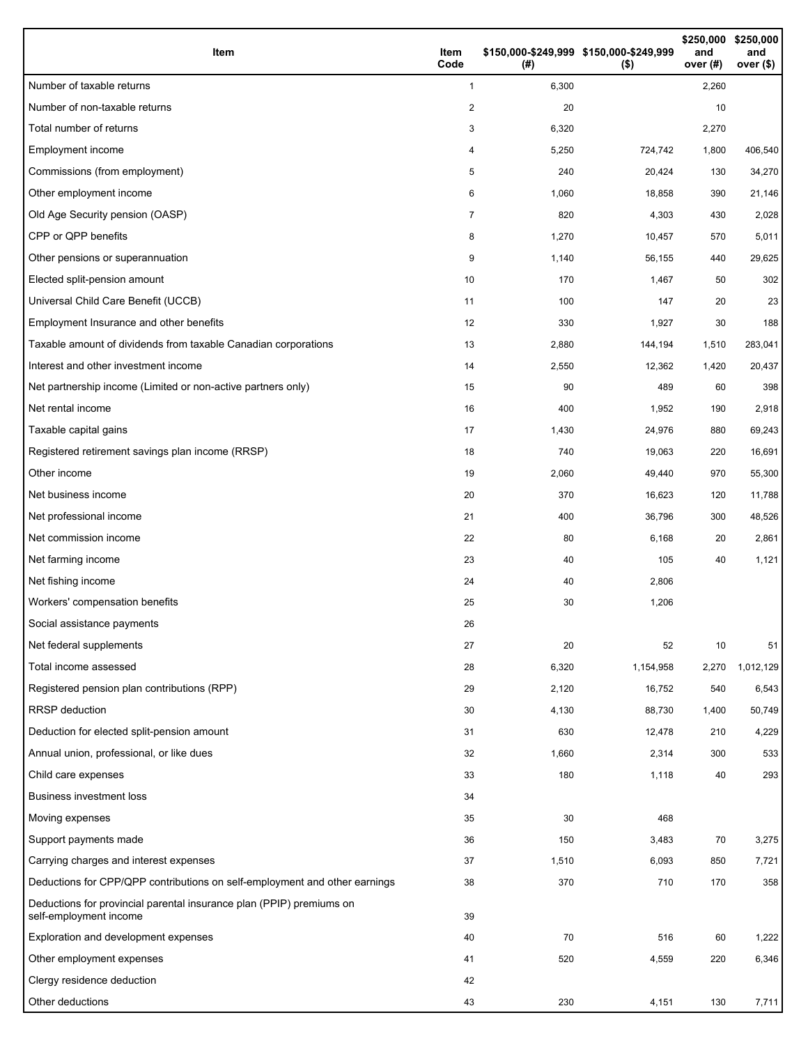| Item | Item Code | $150,000-$249,999 (#) | $150,000-$249,999 ($) | $250,000 and over (#) | $250,000 and over ($) |
|---|---|---|---|---|---|
| Number of taxable returns | 1 | 6,300 | | 2,260 | |
| Number of non-taxable returns | 2 | 20 | | 10 | |
| Total number of returns | 3 | 6,320 | | 2,270 | |
| Employment income | 4 | 5,250 | 724,742 | 1,800 | 406,540 |
| Commissions (from employment) | 5 | 240 | 20,424 | 130 | 34,270 |
| Other employment income | 6 | 1,060 | 18,858 | 390 | 21,146 |
| Old Age Security pension (OASP) | 7 | 820 | 4,303 | 430 | 2,028 |
| CPP or QPP benefits | 8 | 1,270 | 10,457 | 570 | 5,011 |
| Other pensions or superannuation | 9 | 1,140 | 56,155 | 440 | 29,625 |
| Elected split-pension amount | 10 | 170 | 1,467 | 50 | 302 |
| Universal Child Care Benefit (UCCB) | 11 | 100 | 147 | 20 | 23 |
| Employment Insurance and other benefits | 12 | 330 | 1,927 | 30 | 188 |
| Taxable amount of dividends from taxable Canadian corporations | 13 | 2,880 | 144,194 | 1,510 | 283,041 |
| Interest and other investment income | 14 | 2,550 | 12,362 | 1,420 | 20,437 |
| Net partnership income (Limited or non-active partners only) | 15 | 90 | 489 | 60 | 398 |
| Net rental income | 16 | 400 | 1,952 | 190 | 2,918 |
| Taxable capital gains | 17 | 1,430 | 24,976 | 880 | 69,243 |
| Registered retirement savings plan income (RRSP) | 18 | 740 | 19,063 | 220 | 16,691 |
| Other income | 19 | 2,060 | 49,440 | 970 | 55,300 |
| Net business income | 20 | 370 | 16,623 | 120 | 11,788 |
| Net professional income | 21 | 400 | 36,796 | 300 | 48,526 |
| Net commission income | 22 | 80 | 6,168 | 20 | 2,861 |
| Net farming income | 23 | 40 | 105 | 40 | 1,121 |
| Net fishing income | 24 | 40 | 2,806 | | |
| Workers' compensation benefits | 25 | 30 | 1,206 | | |
| Social assistance payments | 26 | | | | |
| Net federal supplements | 27 | 20 | 52 | 10 | 51 |
| Total income assessed | 28 | 6,320 | 1,154,958 | 2,270 | 1,012,129 |
| Registered pension plan contributions (RPP) | 29 | 2,120 | 16,752 | 540 | 6,543 |
| RRSP deduction | 30 | 4,130 | 88,730 | 1,400 | 50,749 |
| Deduction for elected split-pension amount | 31 | 630 | 12,478 | 210 | 4,229 |
| Annual union, professional, or like dues | 32 | 1,660 | 2,314 | 300 | 533 |
| Child care expenses | 33 | 180 | 1,118 | 40 | 293 |
| Business investment loss | 34 | | | | |
| Moving expenses | 35 | 30 | 468 | | |
| Support payments made | 36 | 150 | 3,483 | 70 | 3,275 |
| Carrying charges and interest expenses | 37 | 1,510 | 6,093 | 850 | 7,721 |
| Deductions for CPP/QPP contributions on self-employment and other earnings | 38 | 370 | 710 | 170 | 358 |
| Deductions for provincial parental insurance plan (PPIP) premiums on self-employment income | 39 | | | | |
| Exploration and development expenses | 40 | 70 | 516 | 60 | 1,222 |
| Other employment expenses | 41 | 520 | 4,559 | 220 | 6,346 |
| Clergy residence deduction | 42 | | | | |
| Other deductions | 43 | 230 | 4,151 | 130 | 7,711 |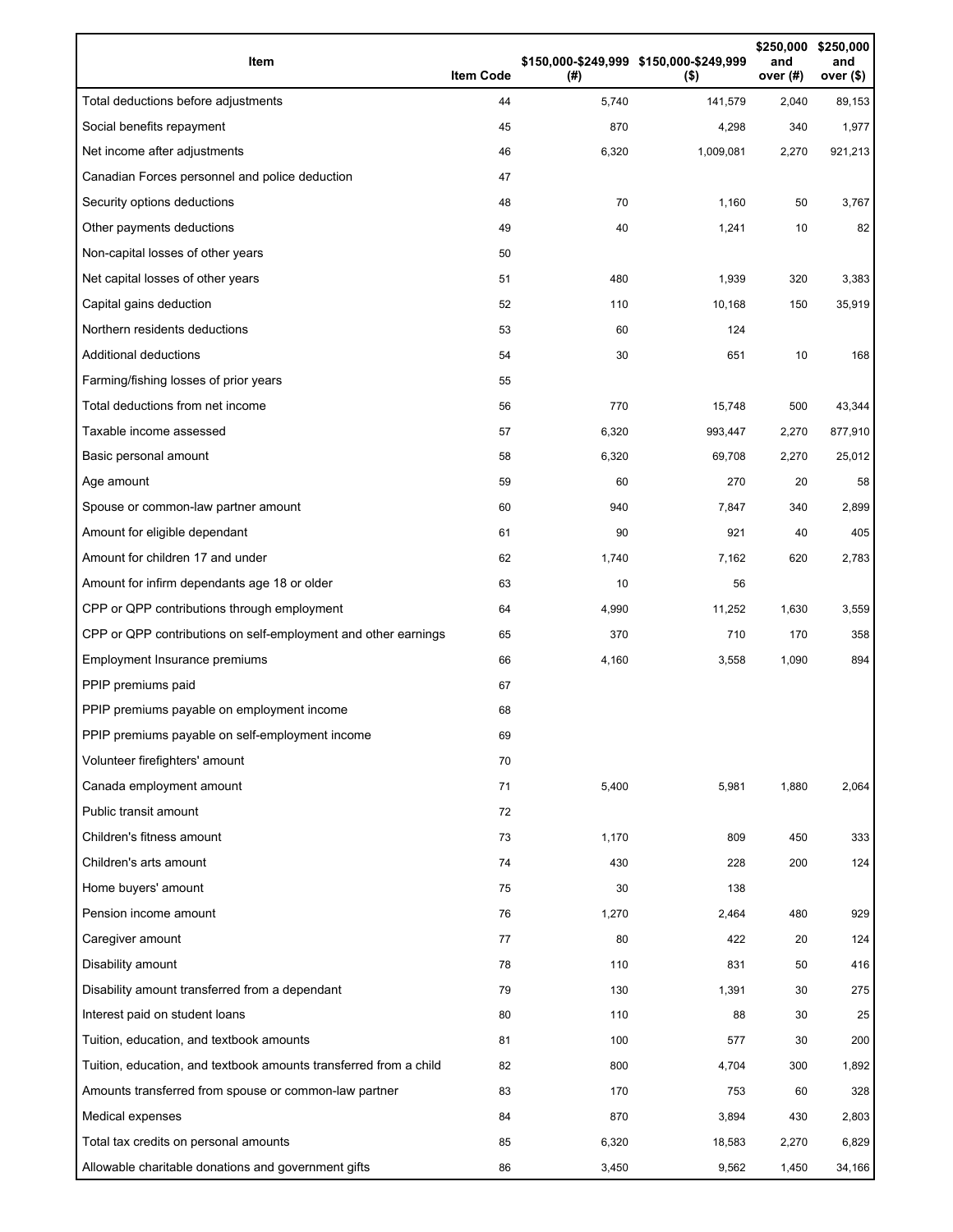| Item | Item Code | $150,000-$249,999 (#) | $150,000-$249,999 ($) | $250,000 and over (#) | $250,000 and over ($) |
|---|---|---|---|---|---|
| Total deductions before adjustments | 44 | 5,740 | 141,579 | 2,040 | 89,153 |
| Social benefits repayment | 45 | 870 | 4,298 | 340 | 1,977 |
| Net income after adjustments | 46 | 6,320 | 1,009,081 | 2,270 | 921,213 |
| Canadian Forces personnel and police deduction | 47 | | | | |
| Security options deductions | 48 | 70 | 1,160 | 50 | 3,767 |
| Other payments deductions | 49 | 40 | 1,241 | 10 | 82 |
| Non-capital losses of other years | 50 | | | | |
| Net capital losses of other years | 51 | 480 | 1,939 | 320 | 3,383 |
| Capital gains deduction | 52 | 110 | 10,168 | 150 | 35,919 |
| Northern residents deductions | 53 | 60 | 124 | | |
| Additional deductions | 54 | 30 | 651 | 10 | 168 |
| Farming/fishing losses of prior years | 55 | | | | |
| Total deductions from net income | 56 | 770 | 15,748 | 500 | 43,344 |
| Taxable income assessed | 57 | 6,320 | 993,447 | 2,270 | 877,910 |
| Basic personal amount | 58 | 6,320 | 69,708 | 2,270 | 25,012 |
| Age amount | 59 | 60 | 270 | 20 | 58 |
| Spouse or common-law partner amount | 60 | 940 | 7,847 | 340 | 2,899 |
| Amount for eligible dependant | 61 | 90 | 921 | 40 | 405 |
| Amount for children 17 and under | 62 | 1,740 | 7,162 | 620 | 2,783 |
| Amount for infirm dependants age 18 or older | 63 | 10 | 56 | | |
| CPP or QPP contributions through employment | 64 | 4,990 | 11,252 | 1,630 | 3,559 |
| CPP or QPP contributions on self-employment and other earnings | 65 | 370 | 710 | 170 | 358 |
| Employment Insurance premiums | 66 | 4,160 | 3,558 | 1,090 | 894 |
| PPIP premiums paid | 67 | | | | |
| PPIP premiums payable on employment income | 68 | | | | |
| PPIP premiums payable on self-employment income | 69 | | | | |
| Volunteer firefighters' amount | 70 | | | | |
| Canada employment amount | 71 | 5,400 | 5,981 | 1,880 | 2,064 |
| Public transit amount | 72 | | | | |
| Children's fitness amount | 73 | 1,170 | 809 | 450 | 333 |
| Children's arts amount | 74 | 430 | 228 | 200 | 124 |
| Home buyers' amount | 75 | 30 | 138 | | |
| Pension income amount | 76 | 1,270 | 2,464 | 480 | 929 |
| Caregiver amount | 77 | 80 | 422 | 20 | 124 |
| Disability amount | 78 | 110 | 831 | 50 | 416 |
| Disability amount transferred from a dependant | 79 | 130 | 1,391 | 30 | 275 |
| Interest paid on student loans | 80 | 110 | 88 | 30 | 25 |
| Tuition, education, and textbook amounts | 81 | 100 | 577 | 30 | 200 |
| Tuition, education, and textbook amounts transferred from a child | 82 | 800 | 4,704 | 300 | 1,892 |
| Amounts transferred from spouse or common-law partner | 83 | 170 | 753 | 60 | 328 |
| Medical expenses | 84 | 870 | 3,894 | 430 | 2,803 |
| Total tax credits on personal amounts | 85 | 6,320 | 18,583 | 2,270 | 6,829 |
| Allowable charitable donations and government gifts | 86 | 3,450 | 9,562 | 1,450 | 34,166 |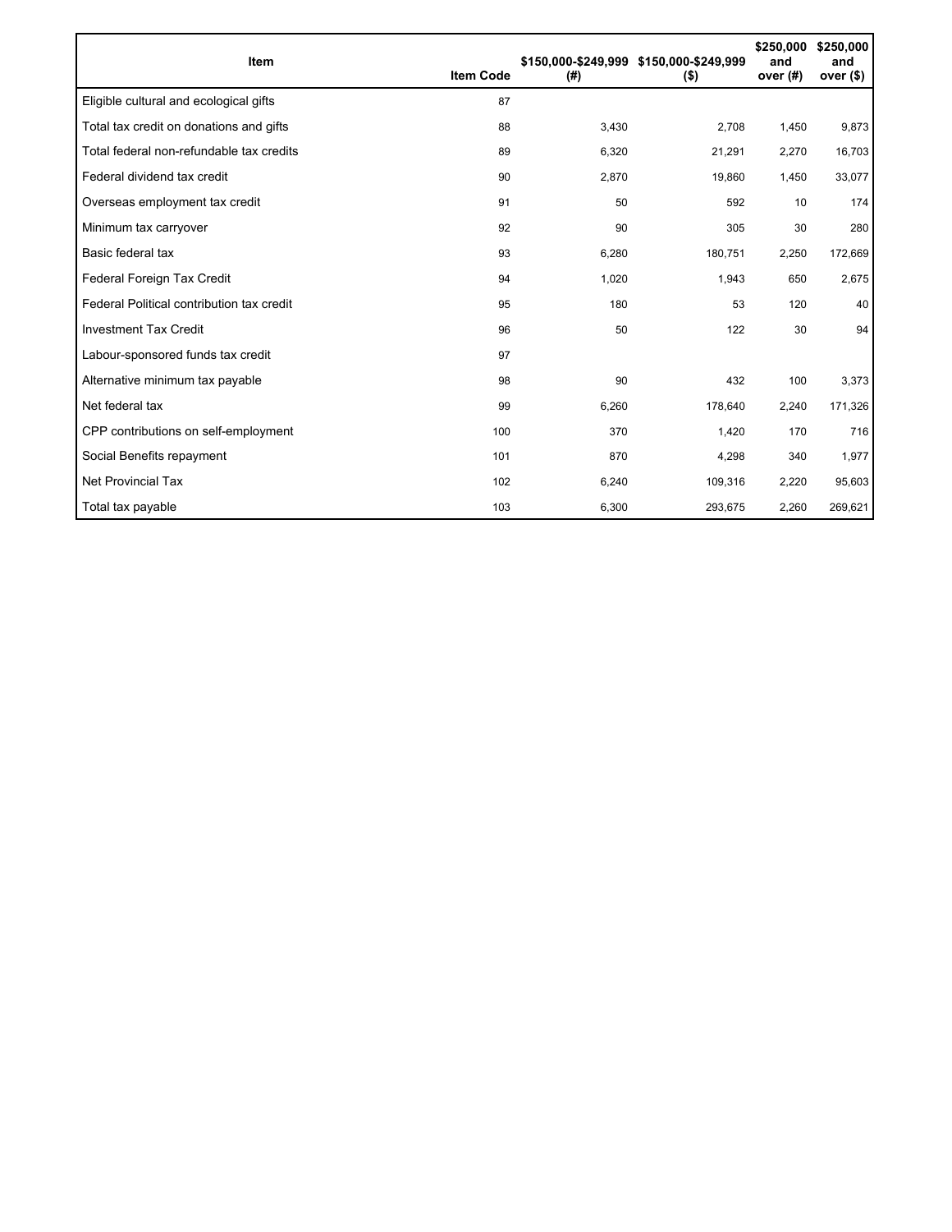| Item | Item Code | $150,000-$249,999 (#) | $150,000-$249,999 ($) | $250,000 and over (#) | $250,000 and over ($) |
|---|---|---|---|---|---|
| Eligible cultural and ecological gifts | 87 | | | | |
| Total tax credit on donations and gifts | 88 | 3,430 | 2,708 | 1,450 | 9,873 |
| Total federal non-refundable tax credits | 89 | 6,320 | 21,291 | 2,270 | 16,703 |
| Federal dividend tax credit | 90 | 2,870 | 19,860 | 1,450 | 33,077 |
| Overseas employment tax credit | 91 | 50 | 592 | 10 | 174 |
| Minimum tax carryover | 92 | 90 | 305 | 30 | 280 |
| Basic federal tax | 93 | 6,280 | 180,751 | 2,250 | 172,669 |
| Federal Foreign Tax Credit | 94 | 1,020 | 1,943 | 650 | 2,675 |
| Federal Political contribution tax credit | 95 | 180 | 53 | 120 | 40 |
| Investment Tax Credit | 96 | 50 | 122 | 30 | 94 |
| Labour-sponsored funds tax credit | 97 | | | | |
| Alternative minimum tax payable | 98 | 90 | 432 | 100 | 3,373 |
| Net federal tax | 99 | 6,260 | 178,640 | 2,240 | 171,326 |
| CPP contributions on self-employment | 100 | 370 | 1,420 | 170 | 716 |
| Social Benefits repayment | 101 | 870 | 4,298 | 340 | 1,977 |
| Net Provincial Tax | 102 | 6,240 | 109,316 | 2,220 | 95,603 |
| Total tax payable | 103 | 6,300 | 293,675 | 2,260 | 269,621 |